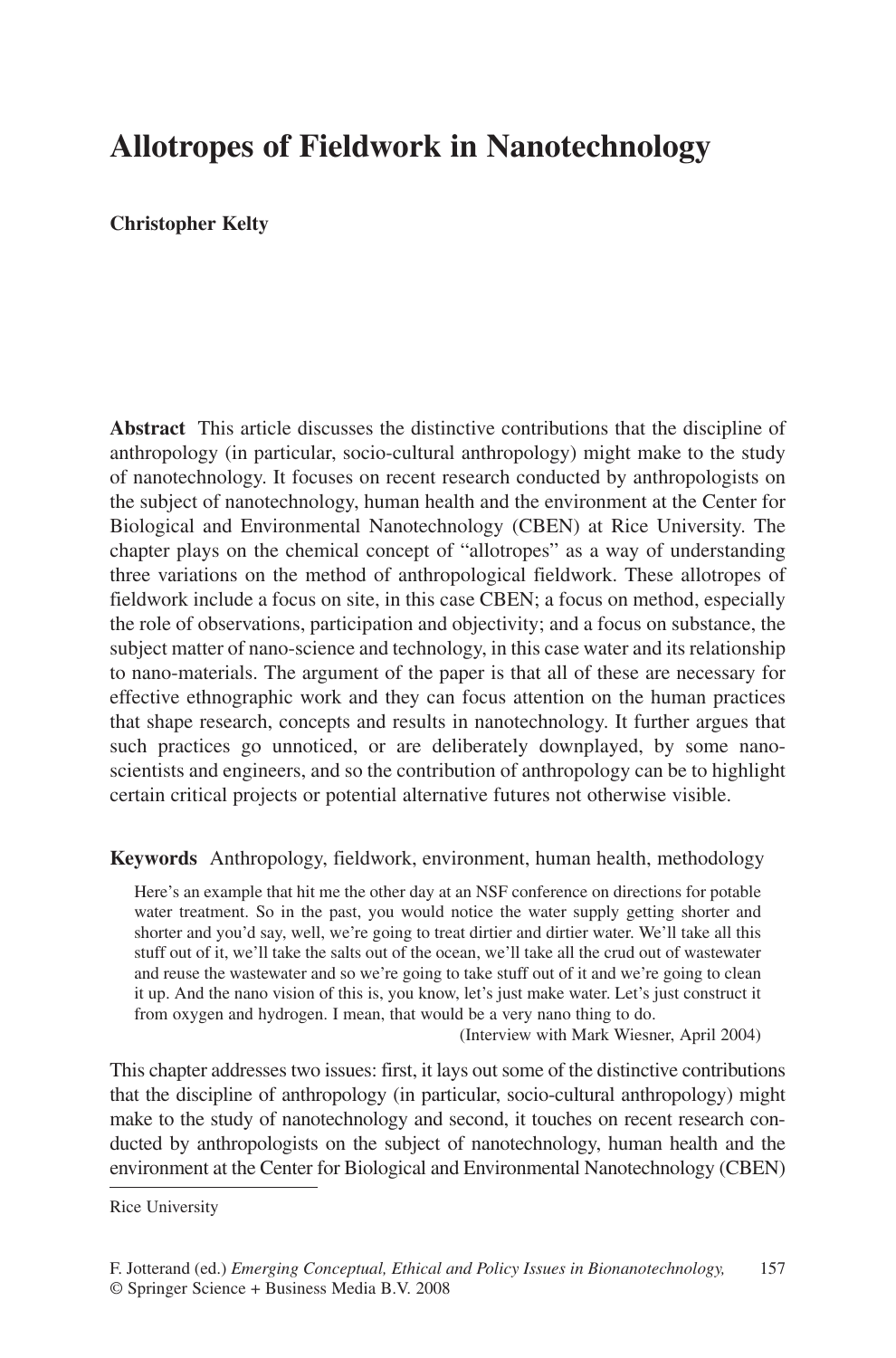# Allotropes of Fieldwork in Nanotechnology

**Christopher Kelty**

**Abstract** This article discusses the distinctive contributions that the discipline of anthropology (in particular, socio-cultural anthropology) might make to the study of nanotechnology. It focuses on recent research conducted by anthropologists on the subject of nanotechnology, human health and the environment at the Center for Biological and Environmental Nanotechnology (CBEN) at Rice University. The chapter plays on the chemical concept of "allotropes" as a way of understanding three variations on the method of anthropological fieldwork. These allotropes of fieldwork include a focus on site, in this case CBEN; a focus on method, especially the role of observations, participation and objectivity; and a focus on substance, the subject matter of nano-science and technology, in this case water and its relationship to nano-materials. The argument of the paper is that all of these are necessary for effective ethnographic work and they can focus attention on the human practices that shape research, concepts and results in nanotechnology. It further argues that such practices go unnoticed, or are deliberately downplayed, by some nano-scientists and engineers, and so the contribution of anthropology can be to highlight certain critical projects or potential alternative futures not otherwise visible.

**Keywords** Anthropology, fieldwork, environment, human health, methodology

> Here's an example that hit me the other day at an NSF conference on directions for potable water treatment. So in the past, you would notice the water supply getting shorter and shorter and you'd say, well, we're going to treat dirtier and dirtier water. We'll take all this stuff out of it, we'll take the salts out of the ocean, we'll take all the crud out of wastewater and reuse the wastewater and so we're going to take stuff out of it and we're going to clean it up. And the nano vision of this is, you know, let's just make water. Let's just construct it from oxygen and hydrogen. I mean, that would be a very nano thing to do.
>
> (Interview with Mark Wiesner, April 2004)

This chapter addresses two issues: first, it lays out some of the distinctive contributions that the discipline of anthropology (in particular, socio-cultural anthropology) might make to the study of nanotechnology and second, it touches on recent research conducted by anthropologists on the subject of nanotechnology, human health and the environment at the Center for Biological and Environmental Nanotechnology (CBEN)

Rice University

F. Jotterand (ed.) *Emerging Conceptual, Ethical and Policy Issues in Bionanotechnology,* © Springer Science + Business Media B.V. 2008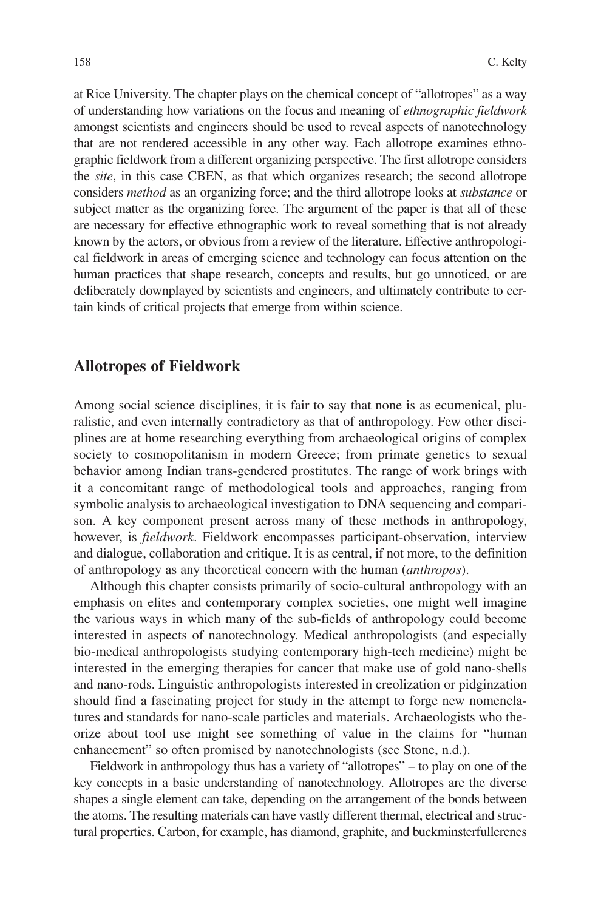at Rice University. The chapter plays on the chemical concept of "allotropes" as a way of understanding how variations on the focus and meaning of *ethnographic fieldwork* amongst scientists and engineers should be used to reveal aspects of nanotechnology that are not rendered accessible in any other way. Each allotrope examines ethnographic fieldwork from a different organizing perspective. The first allotrope considers the *site*, in this case CBEN, as that which organizes research; the second allotrope considers *method* as an organizing force; and the third allotrope looks at *substance* or subject matter as the organizing force. The argument of the paper is that all of these are necessary for effective ethnographic work to reveal something that is not already known by the actors, or obvious from a review of the literature. Effective anthropological fieldwork in areas of emerging science and technology can focus attention on the human practices that shape research, concepts and results, but go unnoticed, or are deliberately downplayed by scientists and engineers, and ultimately contribute to certain kinds of critical projects that emerge from within science.

## Allotropes of Fieldwork

Among social science disciplines, it is fair to say that none is as ecumenical, pluralistic, and even internally contradictory as that of anthropology. Few other disciplines are at home researching everything from archaeological origins of complex society to cosmopolitanism in modern Greece; from primate genetics to sexual behavior among Indian trans-gendered prostitutes. The range of work brings with it a concomitant range of methodological tools and approaches, ranging from symbolic analysis to archaeological investigation to DNA sequencing and comparison. A key component present across many of these methods in anthropology, however, is *fieldwork*. Fieldwork encompasses participant-observation, interview and dialogue, collaboration and critique. It is as central, if not more, to the definition of anthropology as any theoretical concern with the human (*anthropos*).

Although this chapter consists primarily of socio-cultural anthropology with an emphasis on elites and contemporary complex societies, one might well imagine the various ways in which many of the sub-fields of anthropology could become interested in aspects of nanotechnology. Medical anthropologists (and especially bio-medical anthropologists studying contemporary high-tech medicine) might be interested in the emerging therapies for cancer that make use of gold nano-shells and nano-rods. Linguistic anthropologists interested in creolization or pidginzation should find a fascinating project for study in the attempt to forge new nomenclatures and standards for nano-scale particles and materials. Archaeologists who theorize about tool use might see something of value in the claims for "human enhancement" so often promised by nanotechnologists (see Stone, n.d.).

Fieldwork in anthropology thus has a variety of "allotropes" – to play on one of the key concepts in a basic understanding of nanotechnology. Allotropes are the diverse shapes a single element can take, depending on the arrangement of the bonds between the atoms. The resulting materials can have vastly different thermal, electrical and structural properties. Carbon, for example, has diamond, graphite, and buckminsterfullerenes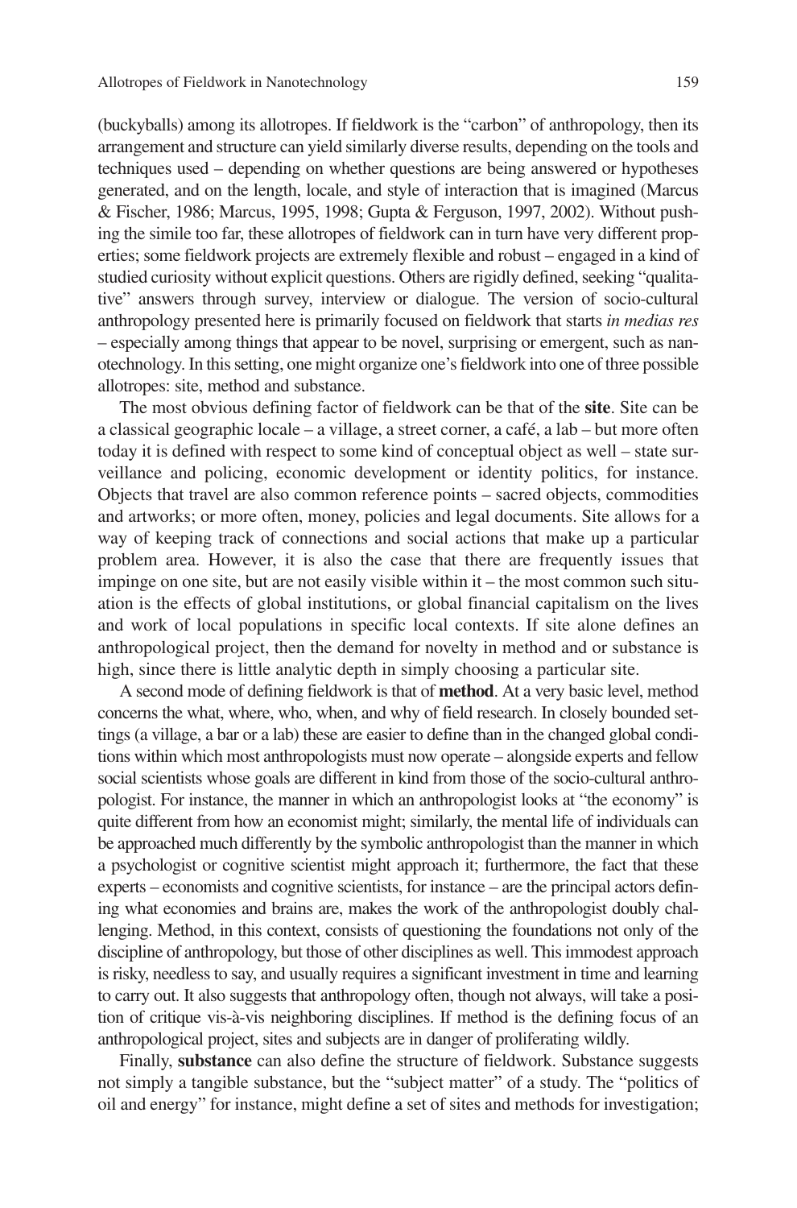(buckyballs) among its allotropes. If fieldwork is the "carbon" of anthropology, then its arrangement and structure can yield similarly diverse results, depending on the tools and techniques used – depending on whether questions are being answered or hypotheses generated, and on the length, locale, and style of interaction that is imagined (Marcus & Fischer, 1986; Marcus, 1995, 1998; Gupta & Ferguson, 1997, 2002). Without pushing the simile too far, these allotropes of fieldwork can in turn have very different properties; some fieldwork projects are extremely flexible and robust – engaged in a kind of studied curiosity without explicit questions. Others are rigidly defined, seeking "qualitative" answers through survey, interview or dialogue. The version of socio-cultural anthropology presented here is primarily focused on fieldwork that starts *in medias res* – especially among things that appear to be novel, surprising or emergent, such as nanotechnology. In this setting, one might organize one's fieldwork into one of three possible allotropes: site, method and substance.

The most obvious defining factor of fieldwork can be that of the **site**. Site can be a classical geographic locale – a village, a street corner, a café, a lab – but more often today it is defined with respect to some kind of conceptual object as well – state surveillance and policing, economic development or identity politics, for instance. Objects that travel are also common reference points – sacred objects, commodities and artworks; or more often, money, policies and legal documents. Site allows for a way of keeping track of connections and social actions that make up a particular problem area. However, it is also the case that there are frequently issues that impinge on one site, but are not easily visible within it – the most common such situation is the effects of global institutions, or global financial capitalism on the lives and work of local populations in specific local contexts. If site alone defines an anthropological project, then the demand for novelty in method and or substance is high, since there is little analytic depth in simply choosing a particular site.

A second mode of defining fieldwork is that of **method**. At a very basic level, method concerns the what, where, who, when, and why of field research. In closely bounded settings (a village, a bar or a lab) these are easier to define than in the changed global conditions within which most anthropologists must now operate – alongside experts and fellow social scientists whose goals are different in kind from those of the socio-cultural anthropologist. For instance, the manner in which an anthropologist looks at "the economy" is quite different from how an economist might; similarly, the mental life of individuals can be approached much differently by the symbolic anthropologist than the manner in which a psychologist or cognitive scientist might approach it; furthermore, the fact that these experts – economists and cognitive scientists, for instance – are the principal actors defining what economies and brains are, makes the work of the anthropologist doubly challenging. Method, in this context, consists of questioning the foundations not only of the discipline of anthropology, but those of other disciplines as well. This immodest approach is risky, needless to say, and usually requires a significant investment in time and learning to carry out. It also suggests that anthropology often, though not always, will take a position of critique vis-à-vis neighboring disciplines. If method is the defining focus of an anthropological project, sites and subjects are in danger of proliferating wildly.

Finally, **substance** can also define the structure of fieldwork. Substance suggests not simply a tangible substance, but the "subject matter" of a study. The "politics of oil and energy" for instance, might define a set of sites and methods for investigation;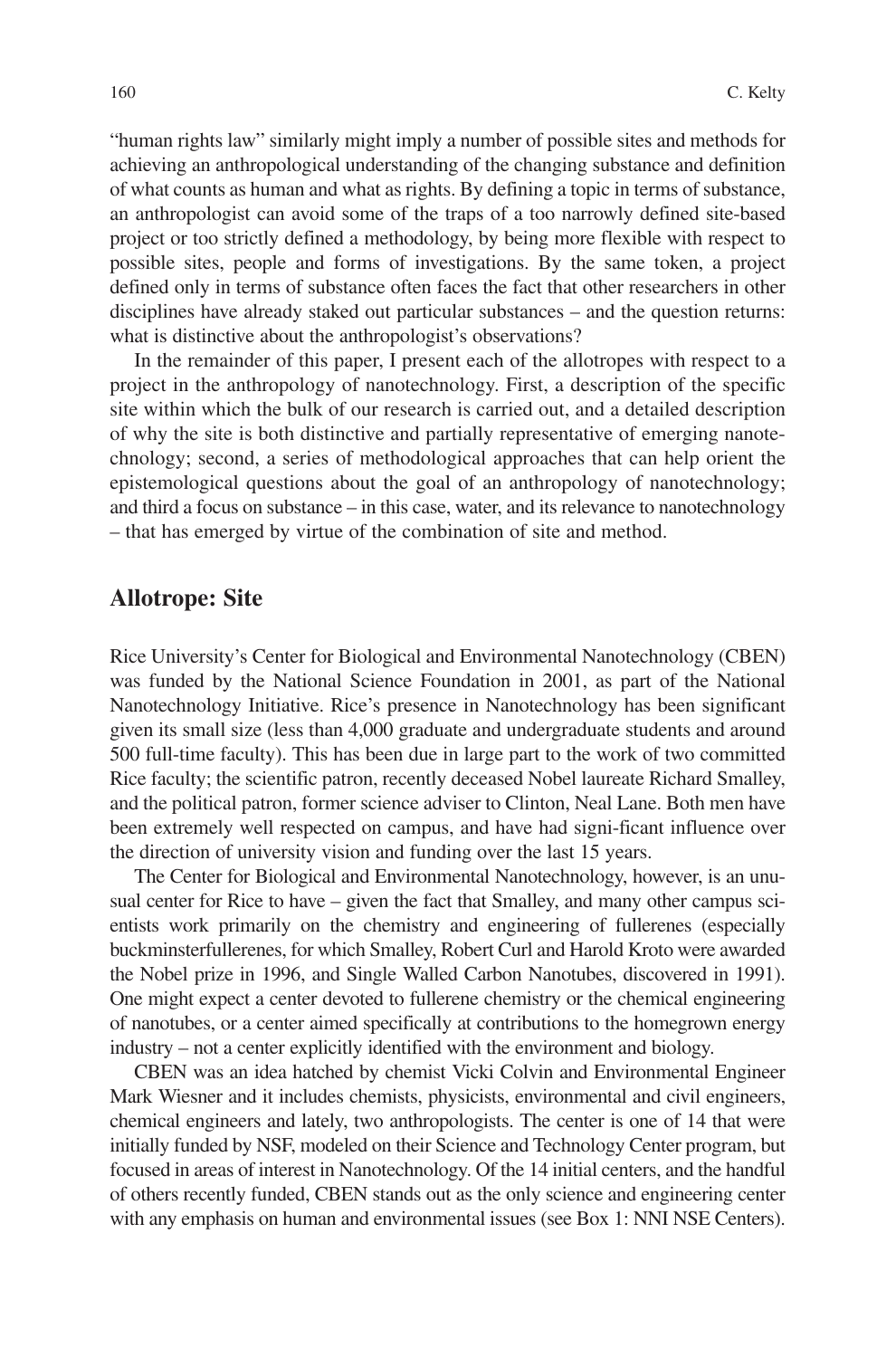"human rights law" similarly might imply a number of possible sites and methods for achieving an anthropological understanding of the changing substance and definition of what counts as human and what as rights. By defining a topic in terms of substance, an anthropologist can avoid some of the traps of a too narrowly defined site-based project or too strictly defined a methodology, by being more flexible with respect to possible sites, people and forms of investigations. By the same token, a project defined only in terms of substance often faces the fact that other researchers in other disciplines have already staked out particular substances – and the question returns: what is distinctive about the anthropologist's observations?

In the remainder of this paper, I present each of the allotropes with respect to a project in the anthropology of nanotechnology. First, a description of the specific site within which the bulk of our research is carried out, and a detailed description of why the site is both distinctive and partially representative of emerging nanotechnology; second, a series of methodological approaches that can help orient the epistemological questions about the goal of an anthropology of nanotechnology; and third a focus on substance – in this case, water, and its relevance to nanotechnology – that has emerged by virtue of the combination of site and method.

## Allotrope: Site

Rice University's Center for Biological and Environmental Nanotechnology (CBEN) was funded by the National Science Foundation in 2001, as part of the National Nanotechnology Initiative. Rice's presence in Nanotechnology has been significant given its small size (less than 4,000 graduate and undergraduate students and around 500 full-time faculty). This has been due in large part to the work of two committed Rice faculty; the scientific patron, recently deceased Nobel laureate Richard Smalley, and the political patron, former science adviser to Clinton, Neal Lane. Both men have been extremely well respected on campus, and have had signi-ficant influence over the direction of university vision and funding over the last 15 years.

The Center for Biological and Environmental Nanotechnology, however, is an unusual center for Rice to have – given the fact that Smalley, and many other campus scientists work primarily on the chemistry and engineering of fullerenes (especially buckminsterfullerenes, for which Smalley, Robert Curl and Harold Kroto were awarded the Nobel prize in 1996, and Single Walled Carbon Nanotubes, discovered in 1991). One might expect a center devoted to fullerene chemistry or the chemical engineering of nanotubes, or a center aimed specifically at contributions to the homegrown energy industry – not a center explicitly identified with the environment and biology.

CBEN was an idea hatched by chemist Vicki Colvin and Environmental Engineer Mark Wiesner and it includes chemists, physicists, environmental and civil engineers, chemical engineers and lately, two anthropologists. The center is one of 14 that were initially funded by NSF, modeled on their Science and Technology Center program, but focused in areas of interest in Nanotechnology. Of the 14 initial centers, and the handful of others recently funded, CBEN stands out as the only science and engineering center with any emphasis on human and environmental issues (see Box 1: NNI NSE Centers).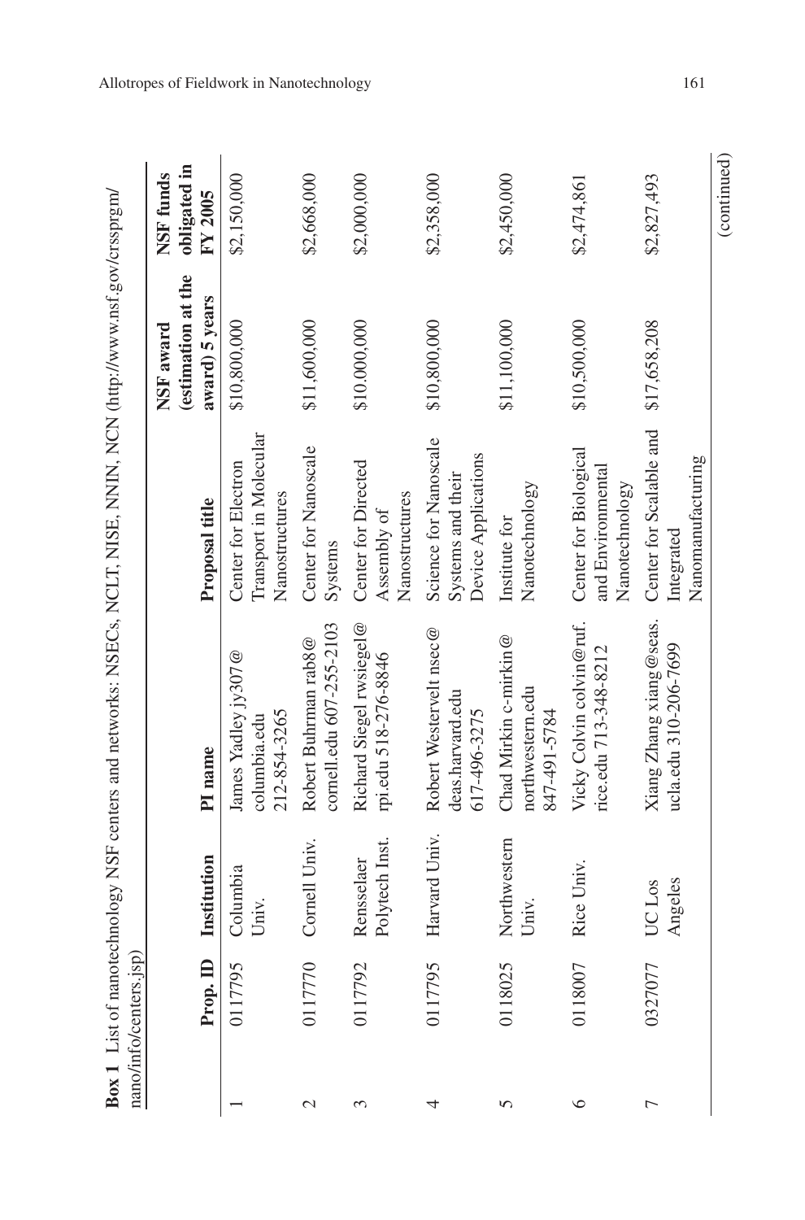**Box 1** List of nanotechnology NSF centers and networks: NSECs, NCLT, NISE, NNIN, NCN (http://www.nsf.gov/crssprgm/nano/info/centers.jsp)

| | Prop. ID | Institution | PI name | Proposal title | NSF award (estimation at the award) 5 years | NSF funds obligated in FY 2005 |
|---|---|---|---|---|---|---|
| 1 | 0117795 | Columbia Univ. | James Yadley jy307@columbia.edu 212-854-3265 | Center for Electron Transport in Molecular Nanostructures | $10,800,000 | $2,150,000 |
| 2 | 0117770 | Cornell Univ. | Robert Buhrman rab8@cornell.edu 607-255-2103 | Center for Nanoscale Systems | $11,600,000 | $2,668,000 |
| 3 | 0117792 | Rensselaer Polytech Inst. | Richard Siegel rwsiegel@rpi.edu 518-276-8846 | Center for Directed Assembly of Nanostructures | $10,000,000 | $2,000,000 |
| 4 | 0117795 | Harvard Univ. | Robert Westervelt nsec@deas.harvard.edu 617-496-3275 | Science for Nanoscale Systems and their Device Applications | $10,800,000 | $2,358,000 |
| 5 | 0118025 | Northwestern Univ. | Chad Mirkin c-mirkin@northwestern.edu 847-491-5784 | Institute for Nanotechnology | $11,100,000 | $2,450,000 |
| 6 | 0118007 | Rice Univ. | Vicky Colvin colvin@ruf.rice.edu 713-348-8212 | Center for Biological and Environmental Nanotechnology | $10,500,000 | $2,474,861 |
| 7 | 0327077 | UC Los Angeles | Xiang Zhang xiang@seas.ucla.edu 310-206-7699 | Center for Scalable and Integrated Nanomanufacturing | $17,658,208 | $2,827,493 |

(continued)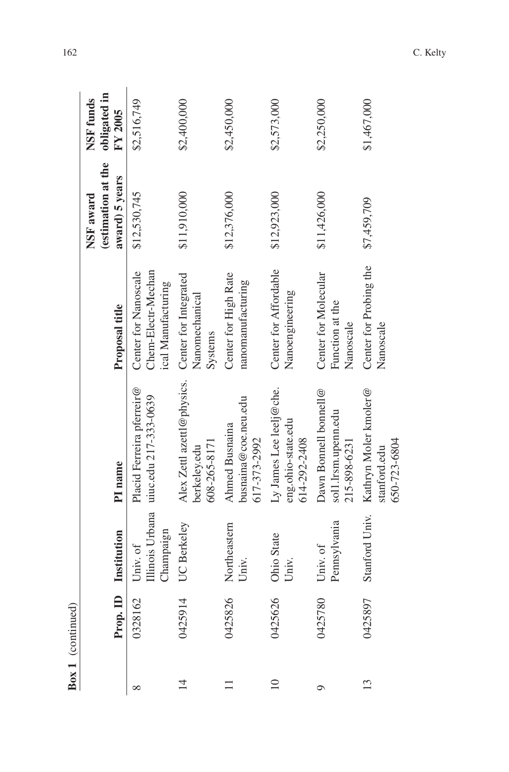**Box 1** (continued)

| | Prop. ID | Institution | PI name | Proposal title | NSF award (estimation at the award) 5 years | NSF funds obligated in FY 2005 |
|---|---|---|---|---|---|---|
| 8 | 0328162 | Univ. of Illinois Urbana Champaign | Placid Ferreira pferreir@uiuc.edu 217-333-0639 | Center for Nanoscale Chem-Electr-Mechanical Manufacturing | $12,530,745 | $2,516,749 |
| 14 | 0425914 | UC Berkeley | Alex Zettl azettl@physics.berkeley.edu 608-265-8171 | Center for Integrated Nanomechanical Systems | $11,910,000 | $2,400,000 |
| 11 | 0425826 | Northeastern Univ. | Ahmed Busnaina busnaina@coe.neu.edu 617-373-2992 | Center for High Rate nanomanufacturing | $12,376,000 | $2,450,000 |
| 10 | 0425626 | Ohio State Univ. | Ly James Lee leelj@che.eng.ohio-state.edu 614-292-2408 | Center for Affordable Nanoengineering | $12,923,000 | $2,573,000 |
| 9 | 0425780 | Univ. of Pennsylvania | Dawn Bonnell bonnell@soll.lrsm.upenn.edu 215-898-6231 | Center for Molecular Function at the Nanoscale | $11,426,000 | $2,250,000 |
| 13 | 0425897 | Stanford Univ. | Kathryn Moler kmoler@stanford.edu 650-723-6804 | Center for Probing the Nanoscale | $7,459,709 | $1,467,000 |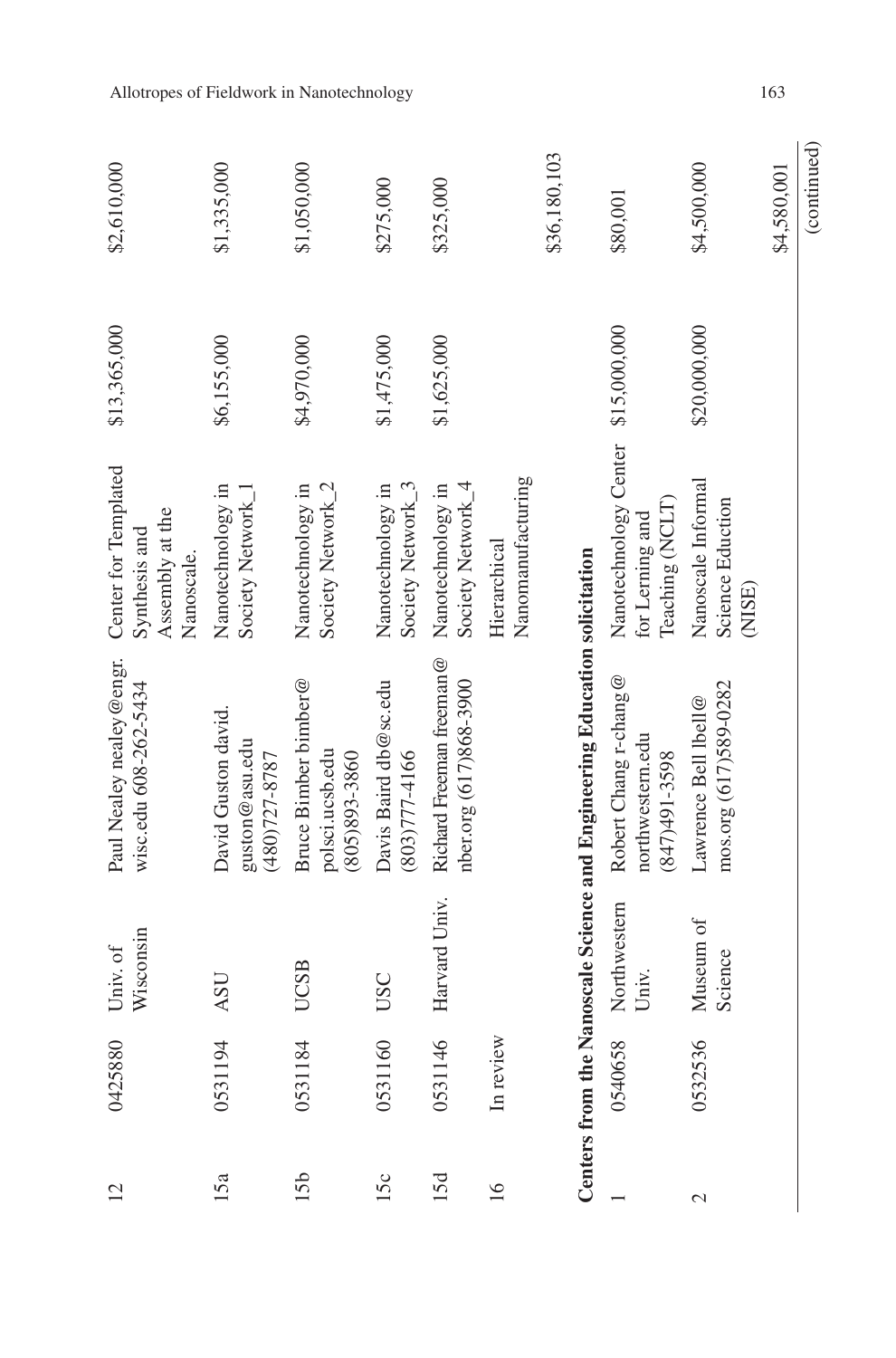| | | | | | | |
|---|---|---|---|---|---|---|
| 12 | 0425880 | Univ. of Wisconsin | Paul Nealey nealey@engr.wisc.edu 608-262-5434 | Center for Templated Synthesis and Assembly at the Nanoscale. | $13,365,000 | $2,610,000 |
| 15a | 0531194 | ASU | David Guston david.guston@asu.edu (480)727-8787 | Nanotechnology in Society Network_1 | $6,155,000 | $1,335,000 |
| 15b | 0531184 | UCSB | Bruce Bimber bimber@polsci.ucsb.edu (805)893-3860 | Nanotechnology in Society Network_2 | $4,970,000 | $1,050,000 |
| 15c | 0531160 | USC | Davis Baird db@sc.edu (803)777-4166 | Nanotechnology in Society Network_3 | $1,475,000 | $275,000 |
| 15d | 0531146 | Harvard Univ. | Richard Freeman freeman@nber.org (617)868-3900 | Nanotechnology in Society Network_4 | $1,625,000 | $325,000 |
| 16 | In review | | | Hierarchical Nanomanufacturing | | |
| | | | | | | $36,180,103 |
| **Centers from the Nanoscale Science and Engineering Education solicitation** | | | | | | |
| 1 | 0540658 | Northwestern Univ. | Robert Chang r-chang@northwestern.edu (847)491-3598 | Nanotechnology Center for Lerning and Teaching (NCLT) | $15,000,000 | $80,001 |
| 2 | 0532536 | Museum of Science | Lawrence Bell lbell@mos.org (617)589-0282 | Nanoscale Informal Science Eduction (NISE) | $20,000,000 | $4,500,000 |
| | | | | | | $4,580,001 |

(continued)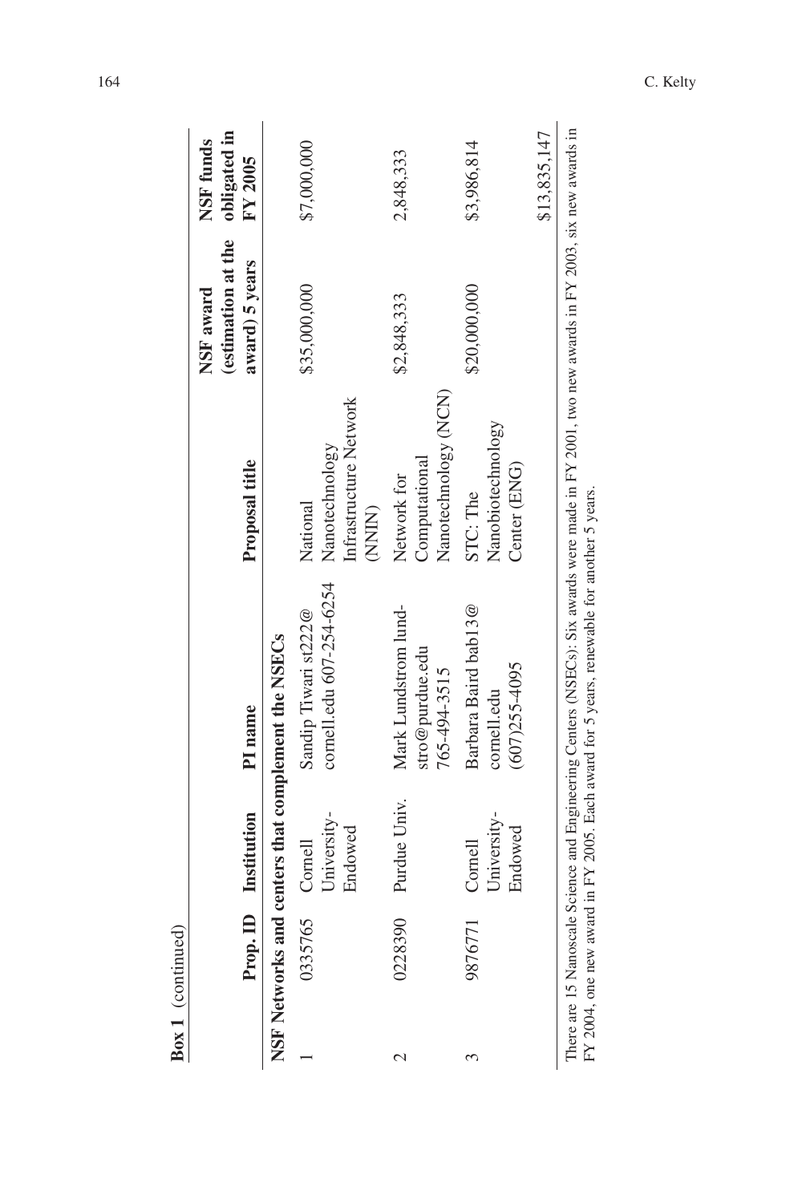**Box 1** (continued)

| | Prop. ID | Institution | PI name | Proposal title | NSF award (estimation at the award) 5 years | NSF funds obligated in FY 2005 |
|---|---|---|---|---|---|---|
| **NSF Networks and centers that complement the NSECs** | | | | | | |
| 1 | 0335765 | Cornell University-Endowed | Sandip Tiwari st222@cornell.edu 607-254-6254 | National Nanotechnology Infrastructure Network (NNIN) | $35,000,000 | $7,000,000 |
| 2 | 0228390 | Purdue Univ. | Mark Lundstrom lundstro@purdue.edu 765-494-3515 | Network for Computational Nanotechnology (NCN) | $2,848,333 | 2,848,333 |
| 3 | 9876771 | Cornell University-Endowed | Barbara Baird bab13@cornell.edu (607)255-4095 | STC: The Nanobiotechnology Center (ENG) | $20,000,000 | $3,986,814 |
| | | | | | | $13,835,147 |

There are 15 Nanoscale Science and Engineering Centers (NSECs): Six awards were made in FY 2001, two new awards in FY 2003, six new awards in FY 2004, one new award in FY 2005. Each award for 5 years, renewable for another 5 years.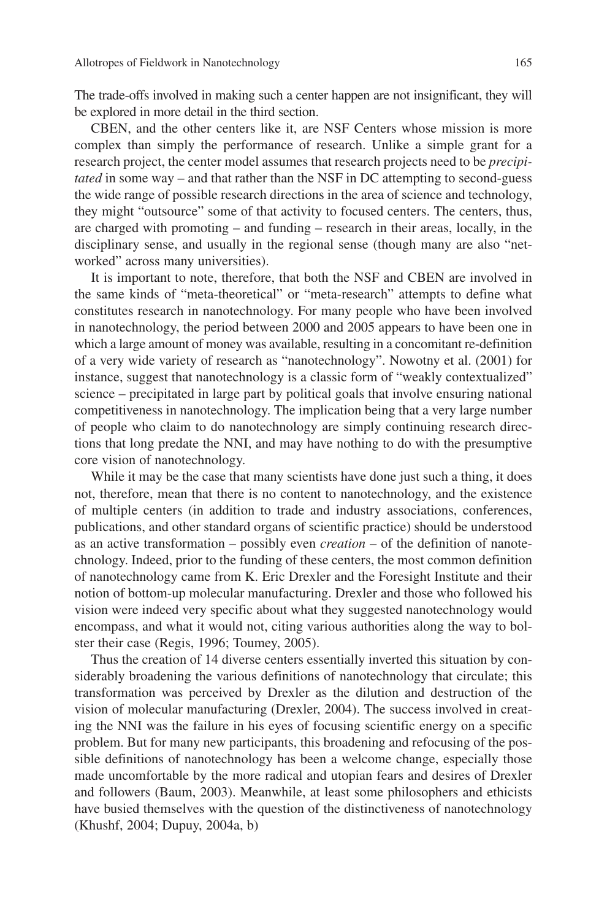The trade-offs involved in making such a center happen are not insignificant, they will be explored in more detail in the third section.

CBEN, and the other centers like it, are NSF Centers whose mission is more complex than simply the performance of research. Unlike a simple grant for a research project, the center model assumes that research projects need to be *precipitated* in some way – and that rather than the NSF in DC attempting to second-guess the wide range of possible research directions in the area of science and technology, they might "outsource" some of that activity to focused centers. The centers, thus, are charged with promoting – and funding – research in their areas, locally, in the disciplinary sense, and usually in the regional sense (though many are also "networked" across many universities).

It is important to note, therefore, that both the NSF and CBEN are involved in the same kinds of "meta-theoretical" or "meta-research" attempts to define what constitutes research in nanotechnology. For many people who have been involved in nanotechnology, the period between 2000 and 2005 appears to have been one in which a large amount of money was available, resulting in a concomitant re-definition of a very wide variety of research as "nanotechnology". Nowotny et al. (2001) for instance, suggest that nanotechnology is a classic form of "weakly contextualized" science – precipitated in large part by political goals that involve ensuring national competitiveness in nanotechnology. The implication being that a very large number of people who claim to do nanotechnology are simply continuing research directions that long predate the NNI, and may have nothing to do with the presumptive core vision of nanotechnology.

While it may be the case that many scientists have done just such a thing, it does not, therefore, mean that there is no content to nanotechnology, and the existence of multiple centers (in addition to trade and industry associations, conferences, publications, and other standard organs of scientific practice) should be understood as an active transformation – possibly even *creation* – of the definition of nanotechnology. Indeed, prior to the funding of these centers, the most common definition of nanotechnology came from K. Eric Drexler and the Foresight Institute and their notion of bottom-up molecular manufacturing. Drexler and those who followed his vision were indeed very specific about what they suggested nanotechnology would encompass, and what it would not, citing various authorities along the way to bolster their case (Regis, 1996; Toumey, 2005).

Thus the creation of 14 diverse centers essentially inverted this situation by considerably broadening the various definitions of nanotechnology that circulate; this transformation was perceived by Drexler as the dilution and destruction of the vision of molecular manufacturing (Drexler, 2004). The success involved in creating the NNI was the failure in his eyes of focusing scientific energy on a specific problem. But for many new participants, this broadening and refocusing of the possible definitions of nanotechnology has been a welcome change, especially those made uncomfortable by the more radical and utopian fears and desires of Drexler and followers (Baum, 2003). Meanwhile, at least some philosophers and ethicists have busied themselves with the question of the distinctiveness of nanotechnology (Khushf, 2004; Dupuy, 2004a, b)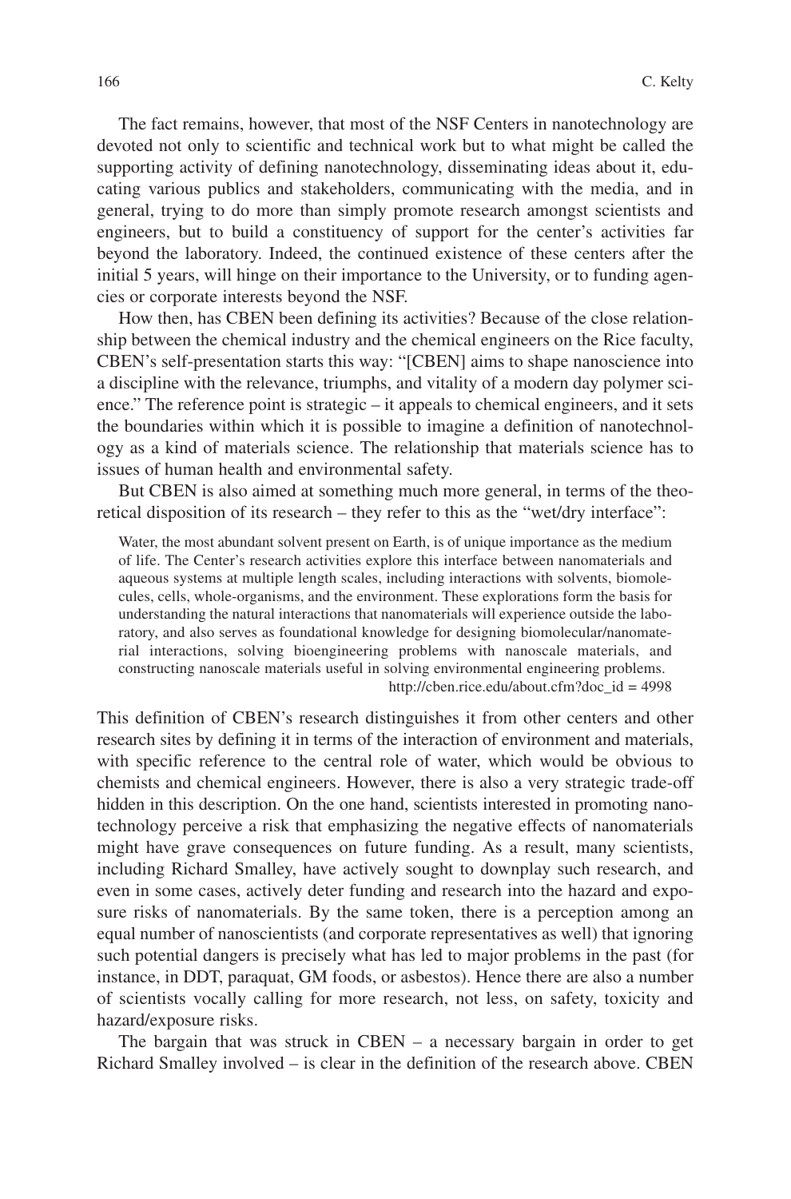The fact remains, however, that most of the NSF Centers in nanotechnology are devoted not only to scientific and technical work but to what might be called the supporting activity of defining nanotechnology, disseminating ideas about it, educating various publics and stakeholders, communicating with the media, and in general, trying to do more than simply promote research amongst scientists and engineers, but to build a constituency of support for the center's activities far beyond the laboratory. Indeed, the continued existence of these centers after the initial 5 years, will hinge on their importance to the University, or to funding agencies or corporate interests beyond the NSF.

How then, has CBEN been defining its activities? Because of the close relationship between the chemical industry and the chemical engineers on the Rice faculty, CBEN's self-presentation starts this way: "[CBEN] aims to shape nanoscience into a discipline with the relevance, triumphs, and vitality of a modern day polymer science." The reference point is strategic – it appeals to chemical engineers, and it sets the boundaries within which it is possible to imagine a definition of nanotechnology as a kind of materials science. The relationship that materials science has to issues of human health and environmental safety.

But CBEN is also aimed at something much more general, in terms of the theoretical disposition of its research – they refer to this as the "wet/dry interface":

> Water, the most abundant solvent present on Earth, is of unique importance as the medium of life. The Center's research activities explore this interface between nanomaterials and aqueous systems at multiple length scales, including interactions with solvents, biomolecules, cells, whole-organisms, and the environment. These explorations form the basis for understanding the natural interactions that nanomaterials will experience outside the laboratory, and also serves as foundational knowledge for designing biomolecular/nanomaterial interactions, solving bioengineering problems with nanoscale materials, and constructing nanoscale materials useful in solving environmental engineering problems.
> http://cben.rice.edu/about.cfm?doc_id = 4998

This definition of CBEN's research distinguishes it from other centers and other research sites by defining it in terms of the interaction of environment and materials, with specific reference to the central role of water, which would be obvious to chemists and chemical engineers. However, there is also a very strategic trade-off hidden in this description. On the one hand, scientists interested in promoting nanotechnology perceive a risk that emphasizing the negative effects of nanomaterials might have grave consequences on future funding. As a result, many scientists, including Richard Smalley, have actively sought to downplay such research, and even in some cases, actively deter funding and research into the hazard and exposure risks of nanomaterials. By the same token, there is a perception among an equal number of nanoscientists (and corporate representatives as well) that ignoring such potential dangers is precisely what has led to major problems in the past (for instance, in DDT, paraquat, GM foods, or asbestos). Hence there are also a number of scientists vocally calling for more research, not less, on safety, toxicity and hazard/exposure risks.

The bargain that was struck in CBEN – a necessary bargain in order to get Richard Smalley involved – is clear in the definition of the research above. CBEN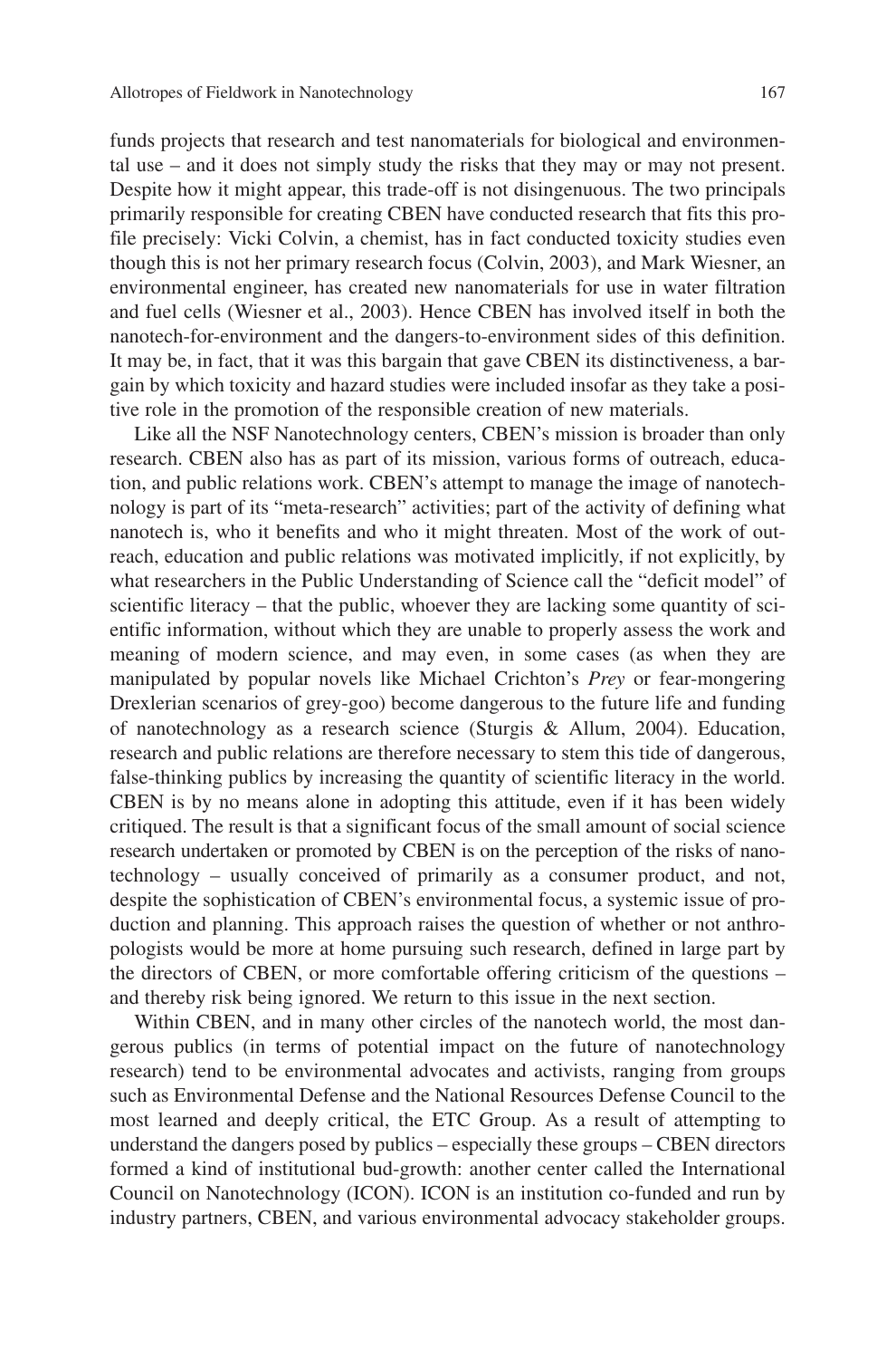funds projects that research and test nanomaterials for biological and environmental use – and it does not simply study the risks that they may or may not present. Despite how it might appear, this trade-off is not disingenuous. The two principals primarily responsible for creating CBEN have conducted research that fits this profile precisely: Vicki Colvin, a chemist, has in fact conducted toxicity studies even though this is not her primary research focus (Colvin, 2003), and Mark Wiesner, an environmental engineer, has created new nanomaterials for use in water filtration and fuel cells (Wiesner et al., 2003). Hence CBEN has involved itself in both the nanotech-for-environment and the dangers-to-environment sides of this definition. It may be, in fact, that it was this bargain that gave CBEN its distinctiveness, a bargain by which toxicity and hazard studies were included insofar as they take a positive role in the promotion of the responsible creation of new materials.

Like all the NSF Nanotechnology centers, CBEN's mission is broader than only research. CBEN also has as part of its mission, various forms of outreach, education, and public relations work. CBEN's attempt to manage the image of nanotechnology is part of its "meta-research" activities; part of the activity of defining what nanotech is, who it benefits and who it might threaten. Most of the work of outreach, education and public relations was motivated implicitly, if not explicitly, by what researchers in the Public Understanding of Science call the "deficit model" of scientific literacy – that the public, whoever they are lacking some quantity of scientific information, without which they are unable to properly assess the work and meaning of modern science, and may even, in some cases (as when they are manipulated by popular novels like Michael Crichton's *Prey* or fear-mongering Drexlerian scenarios of grey-goo) become dangerous to the future life and funding of nanotechnology as a research science (Sturgis & Allum, 2004). Education, research and public relations are therefore necessary to stem this tide of dangerous, false-thinking publics by increasing the quantity of scientific literacy in the world. CBEN is by no means alone in adopting this attitude, even if it has been widely critiqued. The result is that a significant focus of the small amount of social science research undertaken or promoted by CBEN is on the perception of the risks of nanotechnology – usually conceived of primarily as a consumer product, and not, despite the sophistication of CBEN's environmental focus, a systemic issue of production and planning. This approach raises the question of whether or not anthropologists would be more at home pursuing such research, defined in large part by the directors of CBEN, or more comfortable offering criticism of the questions – and thereby risk being ignored. We return to this issue in the next section.

Within CBEN, and in many other circles of the nanotech world, the most dangerous publics (in terms of potential impact on the future of nanotechnology research) tend to be environmental advocates and activists, ranging from groups such as Environmental Defense and the National Resources Defense Council to the most learned and deeply critical, the ETC Group. As a result of attempting to understand the dangers posed by publics – especially these groups – CBEN directors formed a kind of institutional bud-growth: another center called the International Council on Nanotechnology (ICON). ICON is an institution co-funded and run by industry partners, CBEN, and various environmental advocacy stakeholder groups.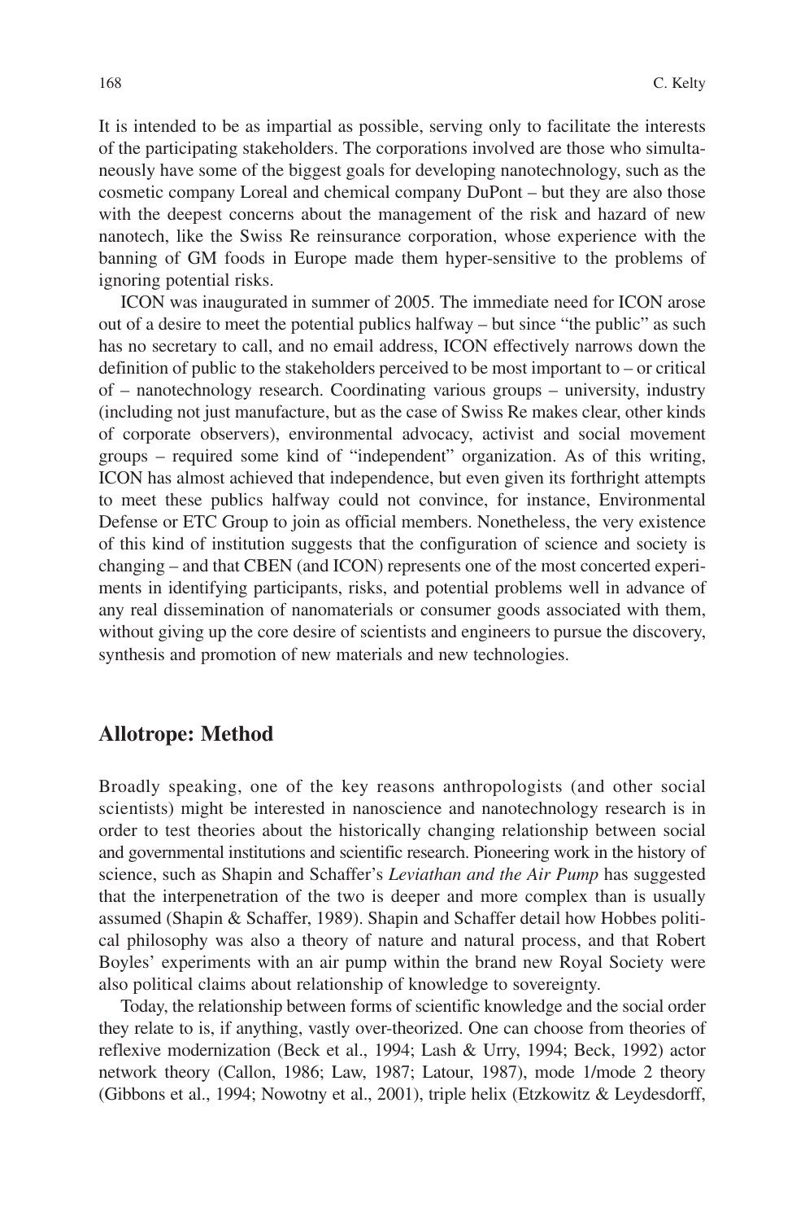It is intended to be as impartial as possible, serving only to facilitate the interests of the participating stakeholders. The corporations involved are those who simultaneously have some of the biggest goals for developing nanotechnology, such as the cosmetic company Loreal and chemical company DuPont – but they are also those with the deepest concerns about the management of the risk and hazard of new nanotech, like the Swiss Re reinsurance corporation, whose experience with the banning of GM foods in Europe made them hyper-sensitive to the problems of ignoring potential risks.

ICON was inaugurated in summer of 2005. The immediate need for ICON arose out of a desire to meet the potential publics halfway – but since "the public" as such has no secretary to call, and no email address, ICON effectively narrows down the definition of public to the stakeholders perceived to be most important to – or critical of – nanotechnology research. Coordinating various groups – university, industry (including not just manufacture, but as the case of Swiss Re makes clear, other kinds of corporate observers), environmental advocacy, activist and social movement groups – required some kind of "independent" organization. As of this writing, ICON has almost achieved that independence, but even given its forthright attempts to meet these publics halfway could not convince, for instance, Environmental Defense or ETC Group to join as official members. Nonetheless, the very existence of this kind of institution suggests that the configuration of science and society is changing – and that CBEN (and ICON) represents one of the most concerted experiments in identifying participants, risks, and potential problems well in advance of any real dissemination of nanomaterials or consumer goods associated with them, without giving up the core desire of scientists and engineers to pursue the discovery, synthesis and promotion of new materials and new technologies.

## Allotrope: Method

Broadly speaking, one of the key reasons anthropologists (and other social scientists) might be interested in nanoscience and nanotechnology research is in order to test theories about the historically changing relationship between social and governmental institutions and scientific research. Pioneering work in the history of science, such as Shapin and Schaffer's *Leviathan and the Air Pump* has suggested that the interpenetration of the two is deeper and more complex than is usually assumed (Shapin & Schaffer, 1989). Shapin and Schaffer detail how Hobbes political philosophy was also a theory of nature and natural process, and that Robert Boyles' experiments with an air pump within the brand new Royal Society were also political claims about relationship of knowledge to sovereignty.

Today, the relationship between forms of scientific knowledge and the social order they relate to is, if anything, vastly over-theorized. One can choose from theories of reflexive modernization (Beck et al., 1994; Lash & Urry, 1994; Beck, 1992) actor network theory (Callon, 1986; Law, 1987; Latour, 1987), mode 1/mode 2 theory (Gibbons et al., 1994; Nowotny et al., 2001), triple helix (Etzkowitz & Leydesdorff,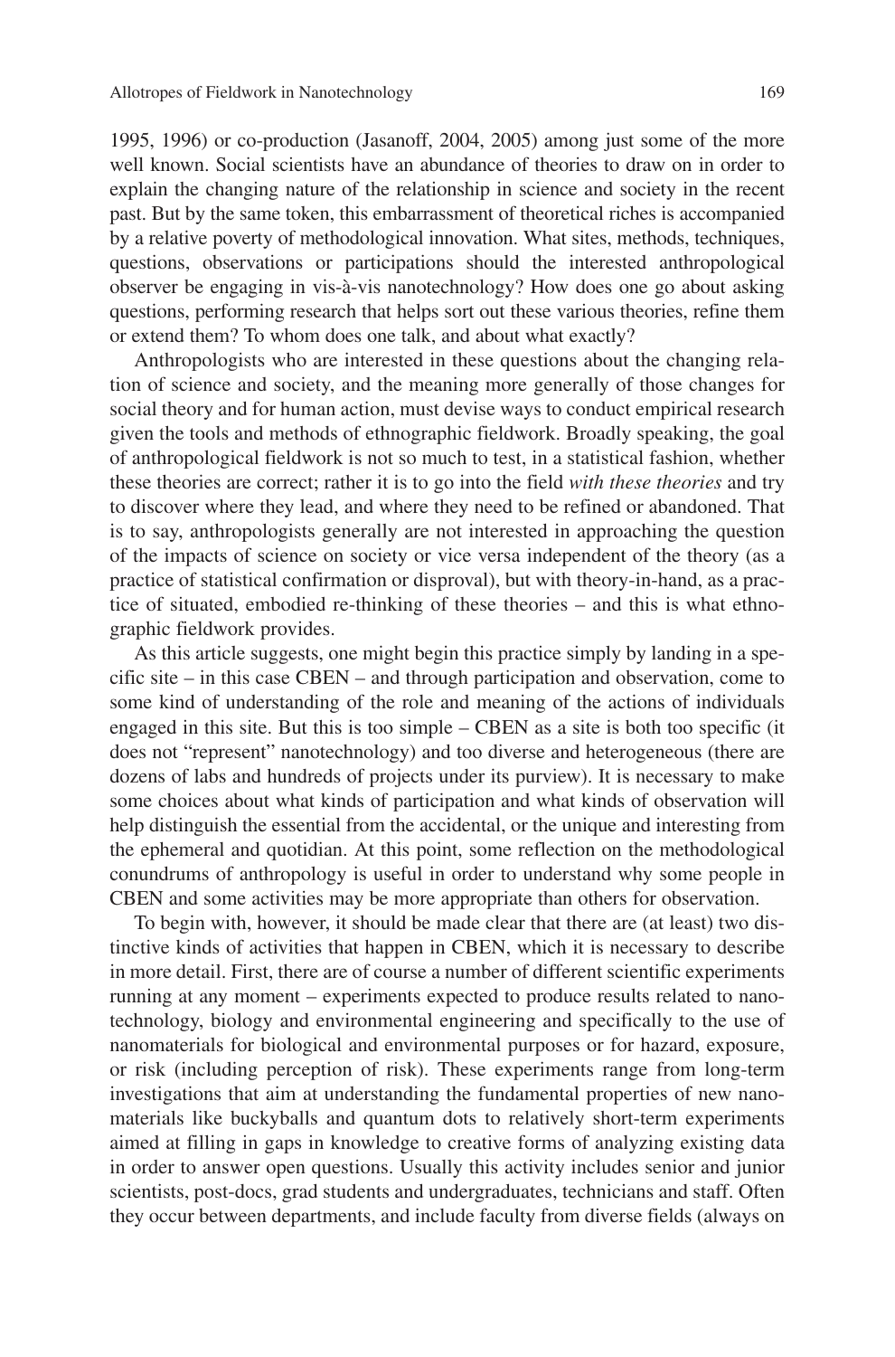1995, 1996) or co-production (Jasanoff, 2004, 2005) among just some of the more well known. Social scientists have an abundance of theories to draw on in order to explain the changing nature of the relationship in science and society in the recent past. But by the same token, this embarrassment of theoretical riches is accompanied by a relative poverty of methodological innovation. What sites, methods, techniques, questions, observations or participations should the interested anthropological observer be engaging in vis-à-vis nanotechnology? How does one go about asking questions, performing research that helps sort out these various theories, refine them or extend them? To whom does one talk, and about what exactly?

Anthropologists who are interested in these questions about the changing relation of science and society, and the meaning more generally of those changes for social theory and for human action, must devise ways to conduct empirical research given the tools and methods of ethnographic fieldwork. Broadly speaking, the goal of anthropological fieldwork is not so much to test, in a statistical fashion, whether these theories are correct; rather it is to go into the field *with these theories* and try to discover where they lead, and where they need to be refined or abandoned. That is to say, anthropologists generally are not interested in approaching the question of the impacts of science on society or vice versa independent of the theory (as a practice of statistical confirmation or disproval), but with theory-in-hand, as a practice of situated, embodied re-thinking of these theories – and this is what ethnographic fieldwork provides.

As this article suggests, one might begin this practice simply by landing in a specific site – in this case CBEN – and through participation and observation, come to some kind of understanding of the role and meaning of the actions of individuals engaged in this site. But this is too simple – CBEN as a site is both too specific (it does not "represent" nanotechnology) and too diverse and heterogeneous (there are dozens of labs and hundreds of projects under its purview). It is necessary to make some choices about what kinds of participation and what kinds of observation will help distinguish the essential from the accidental, or the unique and interesting from the ephemeral and quotidian. At this point, some reflection on the methodological conundrums of anthropology is useful in order to understand why some people in CBEN and some activities may be more appropriate than others for observation.

To begin with, however, it should be made clear that there are (at least) two distinctive kinds of activities that happen in CBEN, which it is necessary to describe in more detail. First, there are of course a number of different scientific experiments running at any moment – experiments expected to produce results related to nanotechnology, biology and environmental engineering and specifically to the use of nanomaterials for biological and environmental purposes or for hazard, exposure, or risk (including perception of risk). These experiments range from long-term investigations that aim at understanding the fundamental properties of new nanomaterials like buckyballs and quantum dots to relatively short-term experiments aimed at filling in gaps in knowledge to creative forms of analyzing existing data in order to answer open questions. Usually this activity includes senior and junior scientists, post-docs, grad students and undergraduates, technicians and staff. Often they occur between departments, and include faculty from diverse fields (always on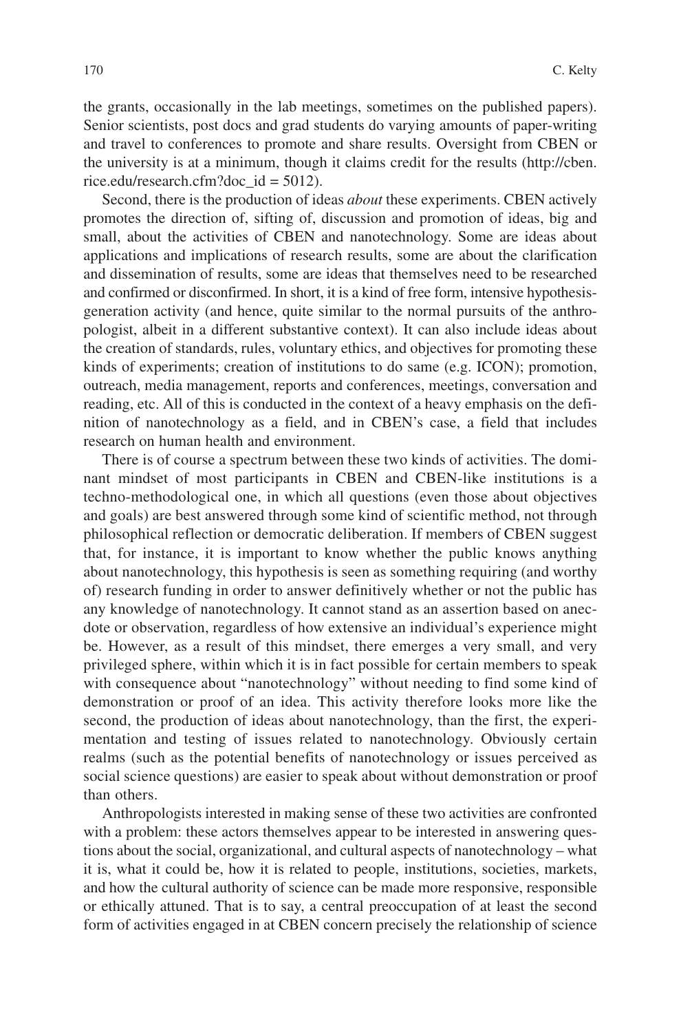the grants, occasionally in the lab meetings, sometimes on the published papers). Senior scientists, post docs and grad students do varying amounts of paper-writing and travel to conferences to promote and share results. Oversight from CBEN or the university is at a minimum, though it claims credit for the results (http://cben.rice.edu/research.cfm?doc_id = 5012).

Second, there is the production of ideas *about* these experiments. CBEN actively promotes the direction of, sifting of, discussion and promotion of ideas, big and small, about the activities of CBEN and nanotechnology. Some are ideas about applications and implications of research results, some are about the clarification and dissemination of results, some are ideas that themselves need to be researched and confirmed or disconfirmed. In short, it is a kind of free form, intensive hypothesis-generation activity (and hence, quite similar to the normal pursuits of the anthropologist, albeit in a different substantive context). It can also include ideas about the creation of standards, rules, voluntary ethics, and objectives for promoting these kinds of experiments; creation of institutions to do same (e.g. ICON); promotion, outreach, media management, reports and conferences, meetings, conversation and reading, etc. All of this is conducted in the context of a heavy emphasis on the definition of nanotechnology as a field, and in CBEN's case, a field that includes research on human health and environment.

There is of course a spectrum between these two kinds of activities. The dominant mindset of most participants in CBEN and CBEN-like institutions is a techno-methodological one, in which all questions (even those about objectives and goals) are best answered through some kind of scientific method, not through philosophical reflection or democratic deliberation. If members of CBEN suggest that, for instance, it is important to know whether the public knows anything about nanotechnology, this hypothesis is seen as something requiring (and worthy of) research funding in order to answer definitively whether or not the public has any knowledge of nanotechnology. It cannot stand as an assertion based on anecdote or observation, regardless of how extensive an individual's experience might be. However, as a result of this mindset, there emerges a very small, and very privileged sphere, within which it is in fact possible for certain members to speak with consequence about "nanotechnology" without needing to find some kind of demonstration or proof of an idea. This activity therefore looks more like the second, the production of ideas about nanotechnology, than the first, the experimentation and testing of issues related to nanotechnology. Obviously certain realms (such as the potential benefits of nanotechnology or issues perceived as social science questions) are easier to speak about without demonstration or proof than others.

Anthropologists interested in making sense of these two activities are confronted with a problem: these actors themselves appear to be interested in answering questions about the social, organizational, and cultural aspects of nanotechnology – what it is, what it could be, how it is related to people, institutions, societies, markets, and how the cultural authority of science can be made more responsive, responsible or ethically attuned. That is to say, a central preoccupation of at least the second form of activities engaged in at CBEN concern precisely the relationship of science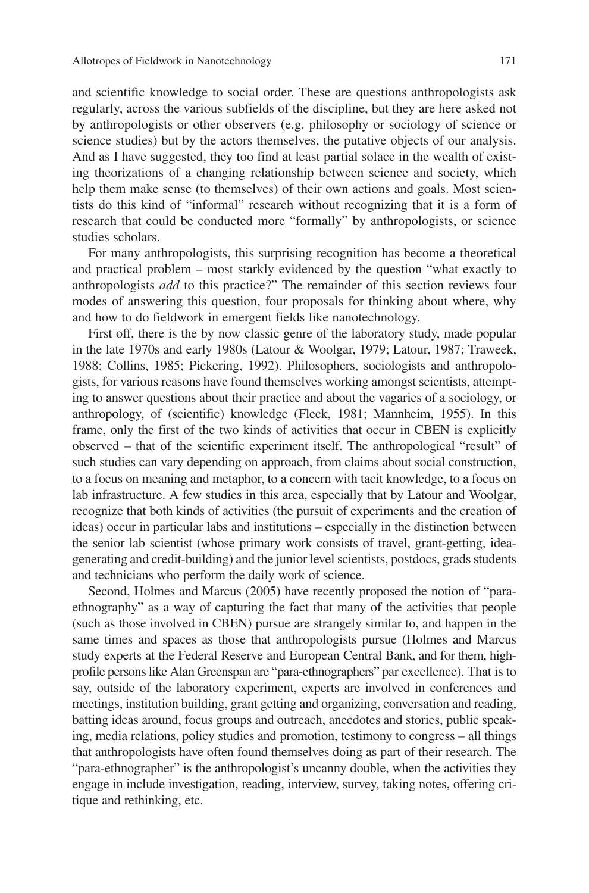and scientific knowledge to social order. These are questions anthropologists ask regularly, across the various subfields of the discipline, but they are here asked not by anthropologists or other observers (e.g. philosophy or sociology of science or science studies) but by the actors themselves, the putative objects of our analysis. And as I have suggested, they too find at least partial solace in the wealth of existing theorizations of a changing relationship between science and society, which help them make sense (to themselves) of their own actions and goals. Most scientists do this kind of "informal" research without recognizing that it is a form of research that could be conducted more "formally" by anthropologists, or science studies scholars.

For many anthropologists, this surprising recognition has become a theoretical and practical problem – most starkly evidenced by the question "what exactly to anthropologists *add* to this practice?" The remainder of this section reviews four modes of answering this question, four proposals for thinking about where, why and how to do fieldwork in emergent fields like nanotechnology.

First off, there is the by now classic genre of the laboratory study, made popular in the late 1970s and early 1980s (Latour & Woolgar, 1979; Latour, 1987; Traweek, 1988; Collins, 1985; Pickering, 1992). Philosophers, sociologists and anthropologists, for various reasons have found themselves working amongst scientists, attempting to answer questions about their practice and about the vagaries of a sociology, or anthropology, of (scientific) knowledge (Fleck, 1981; Mannheim, 1955). In this frame, only the first of the two kinds of activities that occur in CBEN is explicitly observed – that of the scientific experiment itself. The anthropological "result" of such studies can vary depending on approach, from claims about social construction, to a focus on meaning and metaphor, to a concern with tacit knowledge, to a focus on lab infrastructure. A few studies in this area, especially that by Latour and Woolgar, recognize that both kinds of activities (the pursuit of experiments and the creation of ideas) occur in particular labs and institutions – especially in the distinction between the senior lab scientist (whose primary work consists of travel, grant-getting, idea-generating and credit-building) and the junior level scientists, postdocs, grads students and technicians who perform the daily work of science.

Second, Holmes and Marcus (2005) have recently proposed the notion of "para-ethnography" as a way of capturing the fact that many of the activities that people (such as those involved in CBEN) pursue are strangely similar to, and happen in the same times and spaces as those that anthropologists pursue (Holmes and Marcus study experts at the Federal Reserve and European Central Bank, and for them, high-profile persons like Alan Greenspan are "para-ethnographers" par excellence). That is to say, outside of the laboratory experiment, experts are involved in conferences and meetings, institution building, grant getting and organizing, conversation and reading, batting ideas around, focus groups and outreach, anecdotes and stories, public speaking, media relations, policy studies and promotion, testimony to congress – all things that anthropologists have often found themselves doing as part of their research. The "para-ethnographer" is the anthropologist's uncanny double, when the activities they engage in include investigation, reading, interview, survey, taking notes, offering critique and rethinking, etc.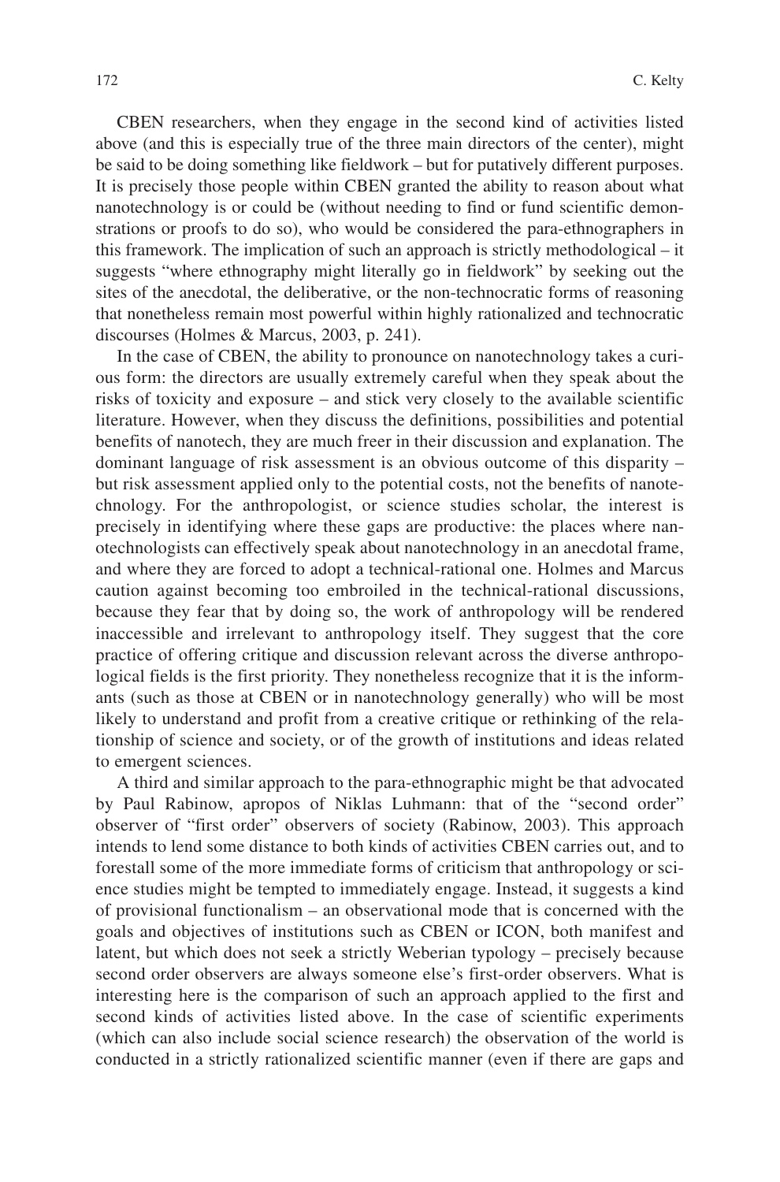CBEN researchers, when they engage in the second kind of activities listed above (and this is especially true of the three main directors of the center), might be said to be doing something like fieldwork – but for putatively different purposes. It is precisely those people within CBEN granted the ability to reason about what nanotechnology is or could be (without needing to find or fund scientific demonstrations or proofs to do so), who would be considered the para-ethnographers in this framework. The implication of such an approach is strictly methodological – it suggests "where ethnography might literally go in fieldwork" by seeking out the sites of the anecdotal, the deliberative, or the non-technocratic forms of reasoning that nonetheless remain most powerful within highly rationalized and technocratic discourses (Holmes & Marcus, 2003, p. 241).

In the case of CBEN, the ability to pronounce on nanotechnology takes a curious form: the directors are usually extremely careful when they speak about the risks of toxicity and exposure – and stick very closely to the available scientific literature. However, when they discuss the definitions, possibilities and potential benefits of nanotech, they are much freer in their discussion and explanation. The dominant language of risk assessment is an obvious outcome of this disparity – but risk assessment applied only to the potential costs, not the benefits of nanotechnology. For the anthropologist, or science studies scholar, the interest is precisely in identifying where these gaps are productive: the places where nanotechnologists can effectively speak about nanotechnology in an anecdotal frame, and where they are forced to adopt a technical-rational one. Holmes and Marcus caution against becoming too embroiled in the technical-rational discussions, because they fear that by doing so, the work of anthropology will be rendered inaccessible and irrelevant to anthropology itself. They suggest that the core practice of offering critique and discussion relevant across the diverse anthropological fields is the first priority. They nonetheless recognize that it is the informants (such as those at CBEN or in nanotechnology generally) who will be most likely to understand and profit from a creative critique or rethinking of the relationship of science and society, or of the growth of institutions and ideas related to emergent sciences.

A third and similar approach to the para-ethnographic might be that advocated by Paul Rabinow, apropos of Niklas Luhmann: that of the "second order" observer of "first order" observers of society (Rabinow, 2003). This approach intends to lend some distance to both kinds of activities CBEN carries out, and to forestall some of the more immediate forms of criticism that anthropology or science studies might be tempted to immediately engage. Instead, it suggests a kind of provisional functionalism – an observational mode that is concerned with the goals and objectives of institutions such as CBEN or ICON, both manifest and latent, but which does not seek a strictly Weberian typology – precisely because second order observers are always someone else's first-order observers. What is interesting here is the comparison of such an approach applied to the first and second kinds of activities listed above. In the case of scientific experiments (which can also include social science research) the observation of the world is conducted in a strictly rationalized scientific manner (even if there are gaps and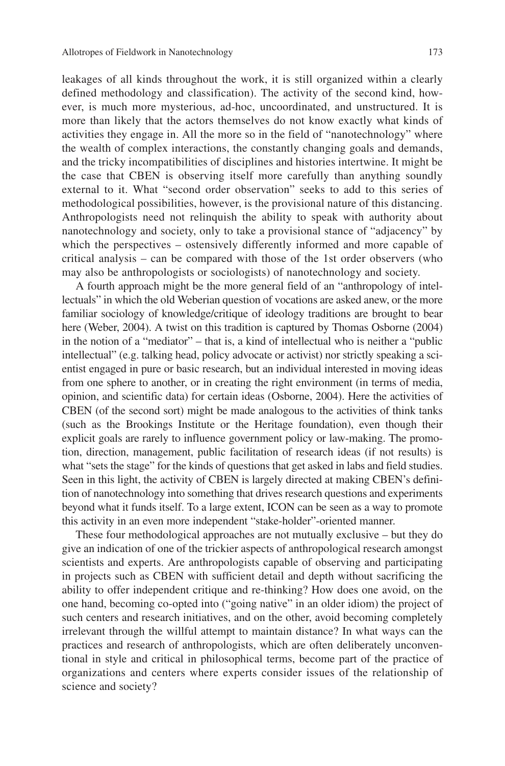leakages of all kinds throughout the work, it is still organized within a clearly defined methodology and classification). The activity of the second kind, however, is much more mysterious, ad-hoc, uncoordinated, and unstructured. It is more than likely that the actors themselves do not know exactly what kinds of activities they engage in. All the more so in the field of "nanotechnology" where the wealth of complex interactions, the constantly changing goals and demands, and the tricky incompatibilities of disciplines and histories intertwine. It might be the case that CBEN is observing itself more carefully than anything soundly external to it. What "second order observation" seeks to add to this series of methodological possibilities, however, is the provisional nature of this distancing. Anthropologists need not relinquish the ability to speak with authority about nanotechnology and society, only to take a provisional stance of "adjacency" by which the perspectives – ostensively differently informed and more capable of critical analysis – can be compared with those of the 1st order observers (who may also be anthropologists or sociologists) of nanotechnology and society.

A fourth approach might be the more general field of an "anthropology of intellectuals" in which the old Weberian question of vocations are asked anew, or the more familiar sociology of knowledge/critique of ideology traditions are brought to bear here (Weber, 2004). A twist on this tradition is captured by Thomas Osborne (2004) in the notion of a "mediator" – that is, a kind of intellectual who is neither a "public intellectual" (e.g. talking head, policy advocate or activist) nor strictly speaking a scientist engaged in pure or basic research, but an individual interested in moving ideas from one sphere to another, or in creating the right environment (in terms of media, opinion, and scientific data) for certain ideas (Osborne, 2004). Here the activities of CBEN (of the second sort) might be made analogous to the activities of think tanks (such as the Brookings Institute or the Heritage foundation), even though their explicit goals are rarely to influence government policy or law-making. The promotion, direction, management, public facilitation of research ideas (if not results) is what "sets the stage" for the kinds of questions that get asked in labs and field studies. Seen in this light, the activity of CBEN is largely directed at making CBEN's definition of nanotechnology into something that drives research questions and experiments beyond what it funds itself. To a large extent, ICON can be seen as a way to promote this activity in an even more independent "stake-holder"-oriented manner.

These four methodological approaches are not mutually exclusive – but they do give an indication of one of the trickier aspects of anthropological research amongst scientists and experts. Are anthropologists capable of observing and participating in projects such as CBEN with sufficient detail and depth without sacrificing the ability to offer independent critique and re-thinking? How does one avoid, on the one hand, becoming co-opted into ("going native" in an older idiom) the project of such centers and research initiatives, and on the other, avoid becoming completely irrelevant through the willful attempt to maintain distance? In what ways can the practices and research of anthropologists, which are often deliberately unconventional in style and critical in philosophical terms, become part of the practice of organizations and centers where experts consider issues of the relationship of science and society?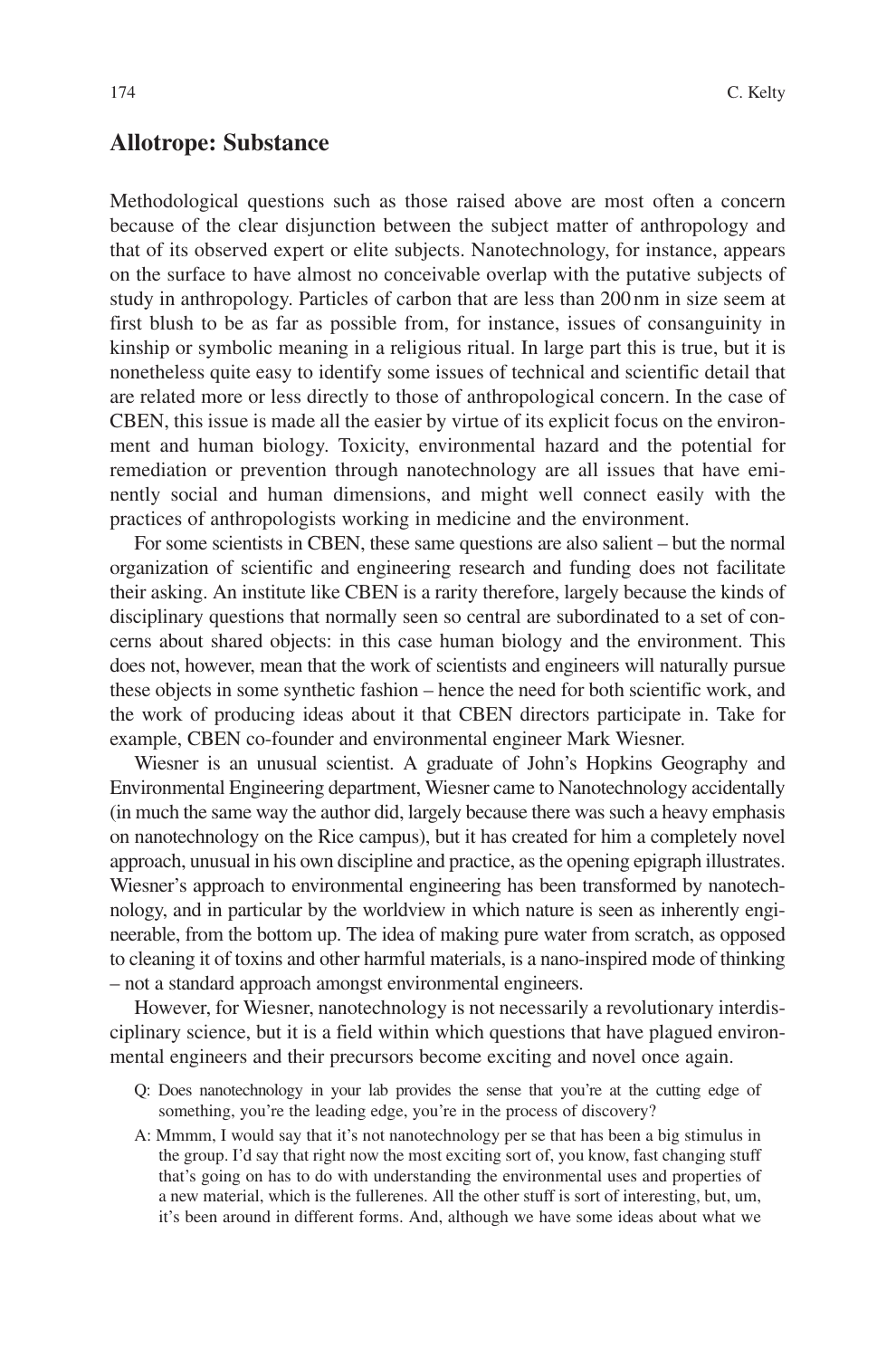## Allotrope: Substance

Methodological questions such as those raised above are most often a concern because of the clear disjunction between the subject matter of anthropology and that of its observed expert or elite subjects. Nanotechnology, for instance, appears on the surface to have almost no conceivable overlap with the putative subjects of study in anthropology. Particles of carbon that are less than 200 nm in size seem at first blush to be as far as possible from, for instance, issues of consanguinity in kinship or symbolic meaning in a religious ritual. In large part this is true, but it is nonetheless quite easy to identify some issues of technical and scientific detail that are related more or less directly to those of anthropological concern. In the case of CBEN, this issue is made all the easier by virtue of its explicit focus on the environment and human biology. Toxicity, environmental hazard and the potential for remediation or prevention through nanotechnology are all issues that have eminently social and human dimensions, and might well connect easily with the practices of anthropologists working in medicine and the environment.

For some scientists in CBEN, these same questions are also salient – but the normal organization of scientific and engineering research and funding does not facilitate their asking. An institute like CBEN is a rarity therefore, largely because the kinds of disciplinary questions that normally seen so central are subordinated to a set of concerns about shared objects: in this case human biology and the environment. This does not, however, mean that the work of scientists and engineers will naturally pursue these objects in some synthetic fashion – hence the need for both scientific work, and the work of producing ideas about it that CBEN directors participate in. Take for example, CBEN co-founder and environmental engineer Mark Wiesner.

Wiesner is an unusual scientist. A graduate of John's Hopkins Geography and Environmental Engineering department, Wiesner came to Nanotechnology accidentally (in much the same way the author did, largely because there was such a heavy emphasis on nanotechnology on the Rice campus), but it has created for him a completely novel approach, unusual in his own discipline and practice, as the opening epigraph illustrates. Wiesner's approach to environmental engineering has been transformed by nanotechnology, and in particular by the worldview in which nature is seen as inherently engineerable, from the bottom up. The idea of making pure water from scratch, as opposed to cleaning it of toxins and other harmful materials, is a nano-inspired mode of thinking – not a standard approach amongst environmental engineers.

However, for Wiesner, nanotechnology is not necessarily a revolutionary interdisciplinary science, but it is a field within which questions that have plagued environmental engineers and their precursors become exciting and novel once again.

> Q: Does nanotechnology in your lab provides the sense that you're at the cutting edge of something, you're the leading edge, you're in the process of discovery?
>
> A: Mmmm, I would say that it's not nanotechnology per se that has been a big stimulus in the group. I'd say that right now the most exciting sort of, you know, fast changing stuff that's going on has to do with understanding the environmental uses and properties of a new material, which is the fullerenes. All the other stuff is sort of interesting, but, um, it's been around in different forms. And, although we have some ideas about what we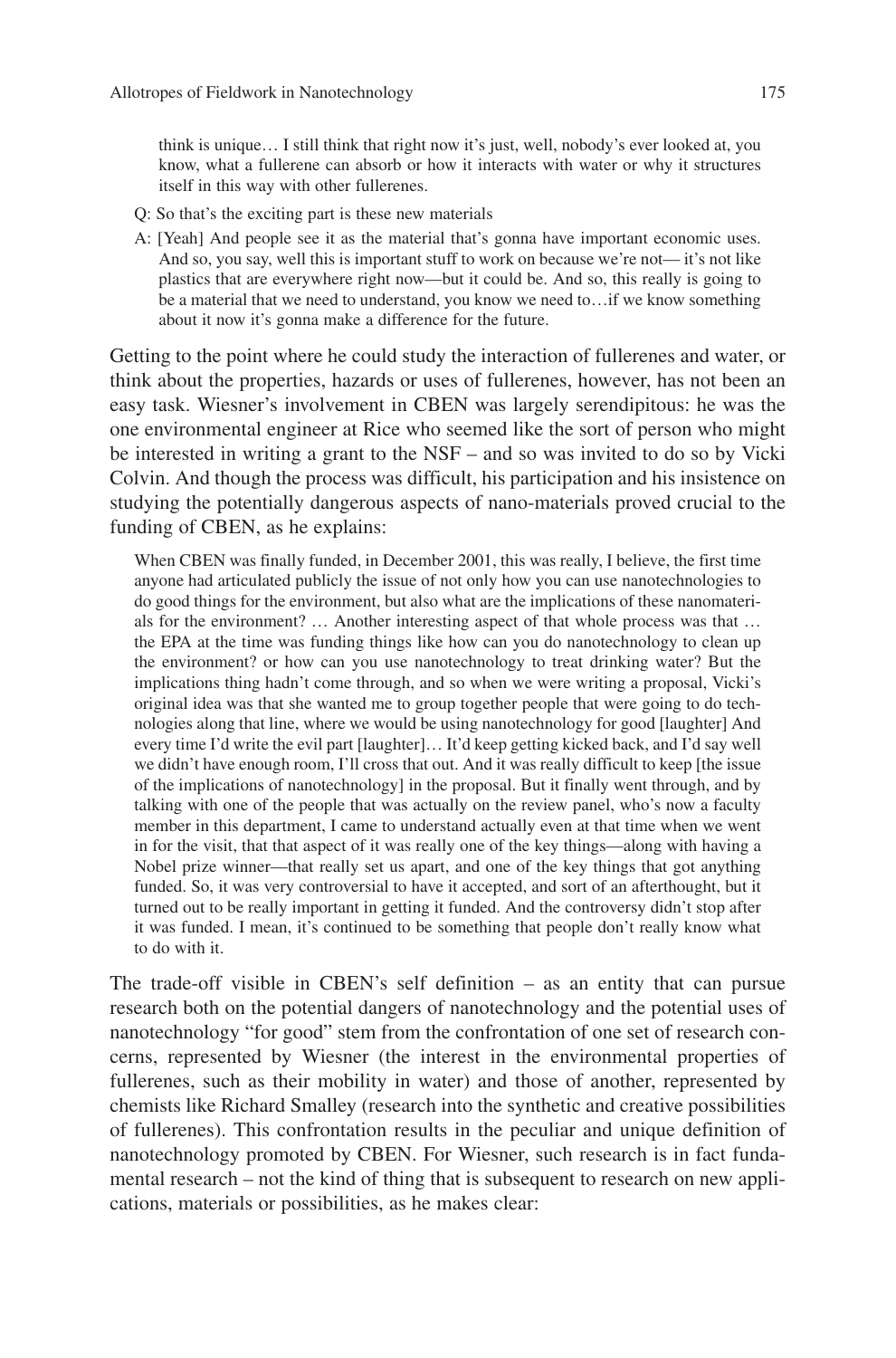think is unique… I still think that right now it's just, well, nobody's ever looked at, you know, what a fullerene can absorb or how it interacts with water or why it structures itself in this way with other fullerenes.

Q: So that's the exciting part is these new materials

A: [Yeah] And people see it as the material that's gonna have important economic uses. And so, you say, well this is important stuff to work on because we're not— it's not like plastics that are everywhere right now—but it could be. And so, this really is going to be a material that we need to understand, you know we need to…if we know something about it now it's gonna make a difference for the future.

Getting to the point where he could study the interaction of fullerenes and water, or think about the properties, hazards or uses of fullerenes, however, has not been an easy task. Wiesner's involvement in CBEN was largely serendipitous: he was the one environmental engineer at Rice who seemed like the sort of person who might be interested in writing a grant to the NSF – and so was invited to do so by Vicki Colvin. And though the process was difficult, his participation and his insistence on studying the potentially dangerous aspects of nano-materials proved crucial to the funding of CBEN, as he explains:

> When CBEN was finally funded, in December 2001, this was really, I believe, the first time anyone had articulated publicly the issue of not only how you can use nanotechnologies to do good things for the environment, but also what are the implications of these nanomaterials for the environment? … Another interesting aspect of that whole process was that … the EPA at the time was funding things like how can you do nanotechnology to clean up the environment? or how can you use nanotechnology to treat drinking water? But the implications thing hadn't come through, and so when we were writing a proposal, Vicki's original idea was that she wanted me to group together people that were going to do technologies along that line, where we would be using nanotechnology for good [laughter] And every time I'd write the evil part [laughter]… It'd keep getting kicked back, and I'd say well we didn't have enough room, I'll cross that out. And it was really difficult to keep [the issue of the implications of nanotechnology] in the proposal. But it finally went through, and by talking with one of the people that was actually on the review panel, who's now a faculty member in this department, I came to understand actually even at that time when we went in for the visit, that that aspect of it was really one of the key things—along with having a Nobel prize winner—that really set us apart, and one of the key things that got anything funded. So, it was very controversial to have it accepted, and sort of an afterthought, but it turned out to be really important in getting it funded. And the controversy didn't stop after it was funded. I mean, it's continued to be something that people don't really know what to do with it.

The trade-off visible in CBEN's self definition – as an entity that can pursue research both on the potential dangers of nanotechnology and the potential uses of nanotechnology "for good" stem from the confrontation of one set of research concerns, represented by Wiesner (the interest in the environmental properties of fullerenes, such as their mobility in water) and those of another, represented by chemists like Richard Smalley (research into the synthetic and creative possibilities of fullerenes). This confrontation results in the peculiar and unique definition of nanotechnology promoted by CBEN. For Wiesner, such research is in fact fundamental research – not the kind of thing that is subsequent to research on new applications, materials or possibilities, as he makes clear: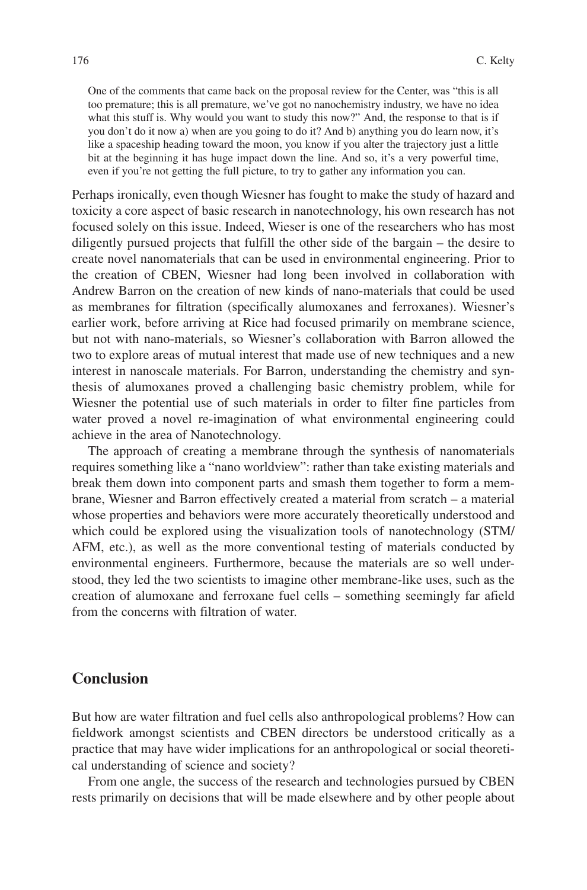> One of the comments that came back on the proposal review for the Center, was "this is all too premature; this is all premature, we've got no nanochemistry industry, we have no idea what this stuff is. Why would you want to study this now?" And, the response to that is if you don't do it now a) when are you going to do it? And b) anything you do learn now, it's like a spaceship heading toward the moon, you know if you alter the trajectory just a little bit at the beginning it has huge impact down the line. And so, it's a very powerful time, even if you're not getting the full picture, to try to gather any information you can.

Perhaps ironically, even though Wiesner has fought to make the study of hazard and toxicity a core aspect of basic research in nanotechnology, his own research has not focused solely on this issue. Indeed, Wieser is one of the researchers who has most diligently pursued projects that fulfill the other side of the bargain – the desire to create novel nanomaterials that can be used in environmental engineering. Prior to the creation of CBEN, Wiesner had long been involved in collaboration with Andrew Barron on the creation of new kinds of nano-materials that could be used as membranes for filtration (specifically alumoxanes and ferroxanes). Wiesner's earlier work, before arriving at Rice had focused primarily on membrane science, but not with nano-materials, so Wiesner's collaboration with Barron allowed the two to explore areas of mutual interest that made use of new techniques and a new interest in nanoscale materials. For Barron, understanding the chemistry and synthesis of alumoxanes proved a challenging basic chemistry problem, while for Wiesner the potential use of such materials in order to filter fine particles from water proved a novel re-imagination of what environmental engineering could achieve in the area of Nanotechnology.

The approach of creating a membrane through the synthesis of nanomaterials requires something like a "nano worldview": rather than take existing materials and break them down into component parts and smash them together to form a membrane, Wiesner and Barron effectively created a material from scratch – a material whose properties and behaviors were more accurately theoretically understood and which could be explored using the visualization tools of nanotechnology (STM/AFM, etc.), as well as the more conventional testing of materials conducted by environmental engineers. Furthermore, because the materials are so well understood, they led the two scientists to imagine other membrane-like uses, such as the creation of alumoxane and ferroxane fuel cells – something seemingly far afield from the concerns with filtration of water.

## Conclusion

But how are water filtration and fuel cells also anthropological problems? How can fieldwork amongst scientists and CBEN directors be understood critically as a practice that may have wider implications for an anthropological or social theoretical understanding of science and society?

From one angle, the success of the research and technologies pursued by CBEN rests primarily on decisions that will be made elsewhere and by other people about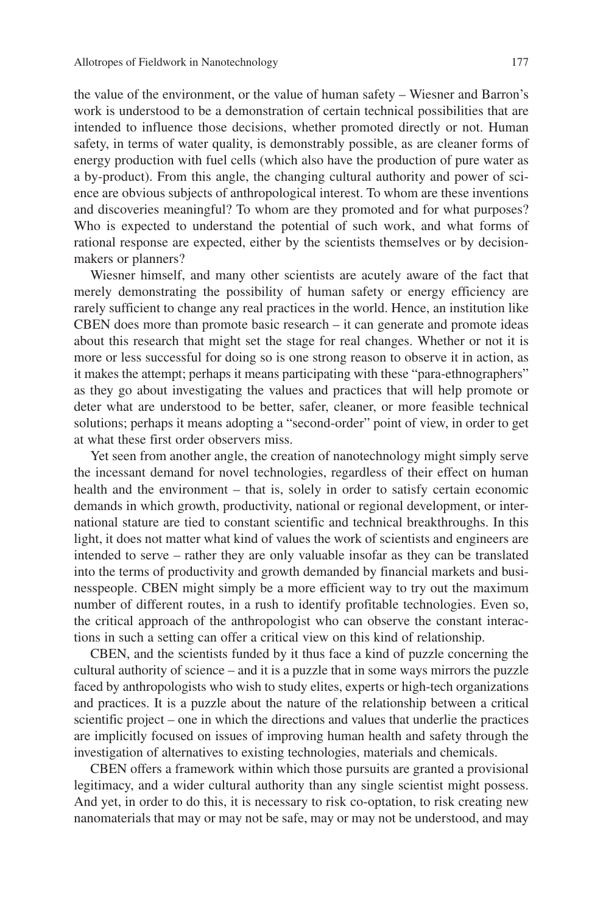the value of the environment, or the value of human safety – Wiesner and Barron's work is understood to be a demonstration of certain technical possibilities that are intended to influence those decisions, whether promoted directly or not. Human safety, in terms of water quality, is demonstrably possible, as are cleaner forms of energy production with fuel cells (which also have the production of pure water as a by-product). From this angle, the changing cultural authority and power of science are obvious subjects of anthropological interest. To whom are these inventions and discoveries meaningful? To whom are they promoted and for what purposes? Who is expected to understand the potential of such work, and what forms of rational response are expected, either by the scientists themselves or by decision-makers or planners?

Wiesner himself, and many other scientists are acutely aware of the fact that merely demonstrating the possibility of human safety or energy efficiency are rarely sufficient to change any real practices in the world. Hence, an institution like CBEN does more than promote basic research – it can generate and promote ideas about this research that might set the stage for real changes. Whether or not it is more or less successful for doing so is one strong reason to observe it in action, as it makes the attempt; perhaps it means participating with these "para-ethnographers" as they go about investigating the values and practices that will help promote or deter what are understood to be better, safer, cleaner, or more feasible technical solutions; perhaps it means adopting a "second-order" point of view, in order to get at what these first order observers miss.

Yet seen from another angle, the creation of nanotechnology might simply serve the incessant demand for novel technologies, regardless of their effect on human health and the environment – that is, solely in order to satisfy certain economic demands in which growth, productivity, national or regional development, or international stature are tied to constant scientific and technical breakthroughs. In this light, it does not matter what kind of values the work of scientists and engineers are intended to serve – rather they are only valuable insofar as they can be translated into the terms of productivity and growth demanded by financial markets and businesspeople. CBEN might simply be a more efficient way to try out the maximum number of different routes, in a rush to identify profitable technologies. Even so, the critical approach of the anthropologist who can observe the constant interactions in such a setting can offer a critical view on this kind of relationship.

CBEN, and the scientists funded by it thus face a kind of puzzle concerning the cultural authority of science – and it is a puzzle that in some ways mirrors the puzzle faced by anthropologists who wish to study elites, experts or high-tech organizations and practices. It is a puzzle about the nature of the relationship between a critical scientific project – one in which the directions and values that underlie the practices are implicitly focused on issues of improving human health and safety through the investigation of alternatives to existing technologies, materials and chemicals.

CBEN offers a framework within which those pursuits are granted a provisional legitimacy, and a wider cultural authority than any single scientist might possess. And yet, in order to do this, it is necessary to risk co-optation, to risk creating new nanomaterials that may or may not be safe, may or may not be understood, and may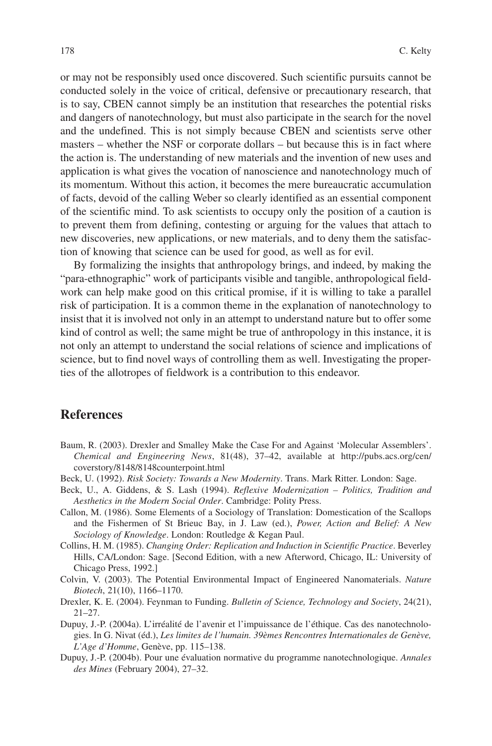or may not be responsibly used once discovered. Such scientific pursuits cannot be conducted solely in the voice of critical, defensive or precautionary research, that is to say, CBEN cannot simply be an institution that researches the potential risks and dangers of nanotechnology, but must also participate in the search for the novel and the undefined. This is not simply because CBEN and scientists serve other masters – whether the NSF or corporate dollars – but because this is in fact where the action is. The understanding of new materials and the invention of new uses and application is what gives the vocation of nanoscience and nanotechnology much of its momentum. Without this action, it becomes the mere bureaucratic accumulation of facts, devoid of the calling Weber so clearly identified as an essential component of the scientific mind. To ask scientists to occupy only the position of a caution is to prevent them from defining, contesting or arguing for the values that attach to new discoveries, new applications, or new materials, and to deny them the satisfaction of knowing that science can be used for good, as well as for evil.

By formalizing the insights that anthropology brings, and indeed, by making the "para-ethnographic" work of participants visible and tangible, anthropological fieldwork can help make good on this critical promise, if it is willing to take a parallel risk of participation. It is a common theme in the explanation of nanotechnology to insist that it is involved not only in an attempt to understand nature but to offer some kind of control as well; the same might be true of anthropology in this instance, it is not only an attempt to understand the social relations of science and implications of science, but to find novel ways of controlling them as well. Investigating the properties of the allotropes of fieldwork is a contribution to this endeavor.

## References

Baum, R. (2003). Drexler and Smalley Make the Case For and Against 'Molecular Assemblers'. *Chemical and Engineering News*, 81(48), 37–42, available at http://pubs.acs.org/cen/coverstory/8148/8148counterpoint.html

Beck, U. (1992). *Risk Society: Towards a New Modernity*. Trans. Mark Ritter. London: Sage.

Beck, U., A. Giddens, & S. Lash (1994). *Reflexive Modernization – Politics, Tradition and Aesthetics in the Modern Social Order*. Cambridge: Polity Press.

Callon, M. (1986). Some Elements of a Sociology of Translation: Domestication of the Scallops and the Fishermen of St Brieuc Bay, in J. Law (ed.), *Power, Action and Belief: A New Sociology of Knowledge*. London: Routledge & Kegan Paul.

Collins, H. M. (1985). *Changing Order: Replication and Induction in Scientific Practice*. Beverley Hills, CA/London: Sage. [Second Edition, with a new Afterword, Chicago, IL: University of Chicago Press, 1992.]

Colvin, V. (2003). The Potential Environmental Impact of Engineered Nanomaterials. *Nature Biotech*, 21(10), 1166–1170.

Drexler, K. E. (2004). Feynman to Funding. *Bulletin of Science, Technology and Society*, 24(21), 21–27.

Dupuy, J.-P. (2004a). L'irréalité de l'avenir et l'impuissance de l'éthique. Cas des nanotechnologies. In G. Nivat (éd.), *Les limites de l'humain. 39èmes Rencontres Internationales de Genève, L'Age d'Homme*, Genève, pp. 115–138.

Dupuy, J.-P. (2004b). Pour une évaluation normative du programme nanotechnologique. *Annales des Mines* (February 2004), 27–32.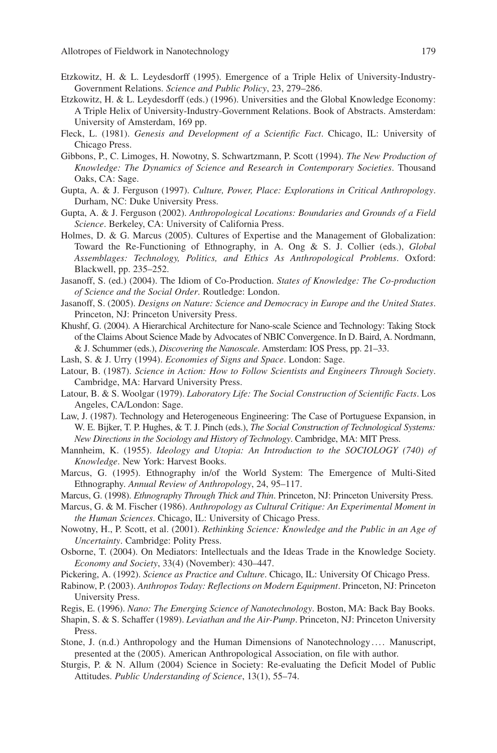Etzkowitz, H. & L. Leydesdorff (1995). Emergence of a Triple Helix of University-Industry-Government Relations. *Science and Public Policy*, 23, 279–286.

Etzkowitz, H. & L. Leydesdorff (eds.) (1996). Universities and the Global Knowledge Economy: A Triple Helix of University-Industry-Government Relations. Book of Abstracts. Amsterdam: University of Amsterdam, 169 pp.

Fleck, L. (1981). *Genesis and Development of a Scientific Fact*. Chicago, IL: University of Chicago Press.

Gibbons, P., C. Limoges, H. Nowotny, S. Schwartzmann, P. Scott (1994). *The New Production of Knowledge: The Dynamics of Science and Research in Contemporary Societies*. Thousand Oaks, CA: Sage.

Gupta, A. & J. Ferguson (1997). *Culture, Power, Place: Explorations in Critical Anthropology*. Durham, NC: Duke University Press.

Gupta, A. & J. Ferguson (2002). *Anthropological Locations: Boundaries and Grounds of a Field Science*. Berkeley, CA: University of California Press.

Holmes, D. & G. Marcus (2005). Cultures of Expertise and the Management of Globalization: Toward the Re-Functioning of Ethnography, in A. Ong & S. J. Collier (eds.), *Global Assemblages: Technology, Politics, and Ethics As Anthropological Problems*. Oxford: Blackwell, pp. 235–252.

Jasanoff, S. (ed.) (2004). The Idiom of Co-Production. *States of Knowledge: The Co-production of Science and the Social Order*. Routledge: London.

Jasanoff, S. (2005). *Designs on Nature: Science and Democracy in Europe and the United States*. Princeton, NJ: Princeton University Press.

Khushf, G. (2004). A Hierarchical Architecture for Nano-scale Science and Technology: Taking Stock of the Claims About Science Made by Advocates of NBIC Convergence. In D. Baird, A. Nordmann, & J. Schummer (eds.), *Discovering the Nanoscale*. Amsterdam: IOS Press, pp. 21–33.

Lash, S. & J. Urry (1994). *Economies of Signs and Space*. London: Sage.

Latour, B. (1987). *Science in Action: How to Follow Scientists and Engineers Through Society*. Cambridge, MA: Harvard University Press.

Latour, B. & S. Woolgar (1979). *Laboratory Life: The Social Construction of Scientific Facts*. Los Angeles, CA/London: Sage.

Law, J. (1987). Technology and Heterogeneous Engineering: The Case of Portuguese Expansion, in W. E. Bijker, T. P. Hughes, & T. J. Pinch (eds.), *The Social Construction of Technological Systems: New Directions in the Sociology and History of Technology*. Cambridge, MA: MIT Press.

Mannheim, K. (1955). *Ideology and Utopia: An Introduction to the SOCIOLOGY (740) of Knowledge*. New York: Harvest Books.

Marcus, G. (1995). Ethnography in/of the World System: The Emergence of Multi-Sited Ethnography. *Annual Review of Anthropology*, 24, 95–117.

Marcus, G. (1998). *Ethnography Through Thick and Thin*. Princeton, NJ: Princeton University Press.

Marcus, G. & M. Fischer (1986). *Anthropology as Cultural Critique: An Experimental Moment in the Human Sciences*. Chicago, IL: University of Chicago Press.

Nowotny, H., P. Scott, et al. (2001). *Rethinking Science: Knowledge and the Public in an Age of Uncertainty*. Cambridge: Polity Press.

Osborne, T. (2004). On Mediators: Intellectuals and the Ideas Trade in the Knowledge Society. *Economy and Society*, 33(4) (November): 430–447.

Pickering, A. (1992). *Science as Practice and Culture*. Chicago, IL: University Of Chicago Press.

Rabinow, P. (2003). *Anthropos Today: Reflections on Modern Equipment*. Princeton, NJ: Princeton University Press.

Regis, E. (1996). *Nano: The Emerging Science of Nanotechnology*. Boston, MA: Back Bay Books.

Shapin, S. & S. Schaffer (1989). *Leviathan and the Air-Pump*. Princeton, NJ: Princeton University Press.

Stone, J. (n.d.) Anthropology and the Human Dimensions of Nanotechnology…. Manuscript, presented at the (2005). American Anthropological Association, on file with author.

Sturgis, P. & N. Allum (2004) Science in Society: Re-evaluating the Deficit Model of Public Attitudes. *Public Understanding of Science*, 13(1), 55–74.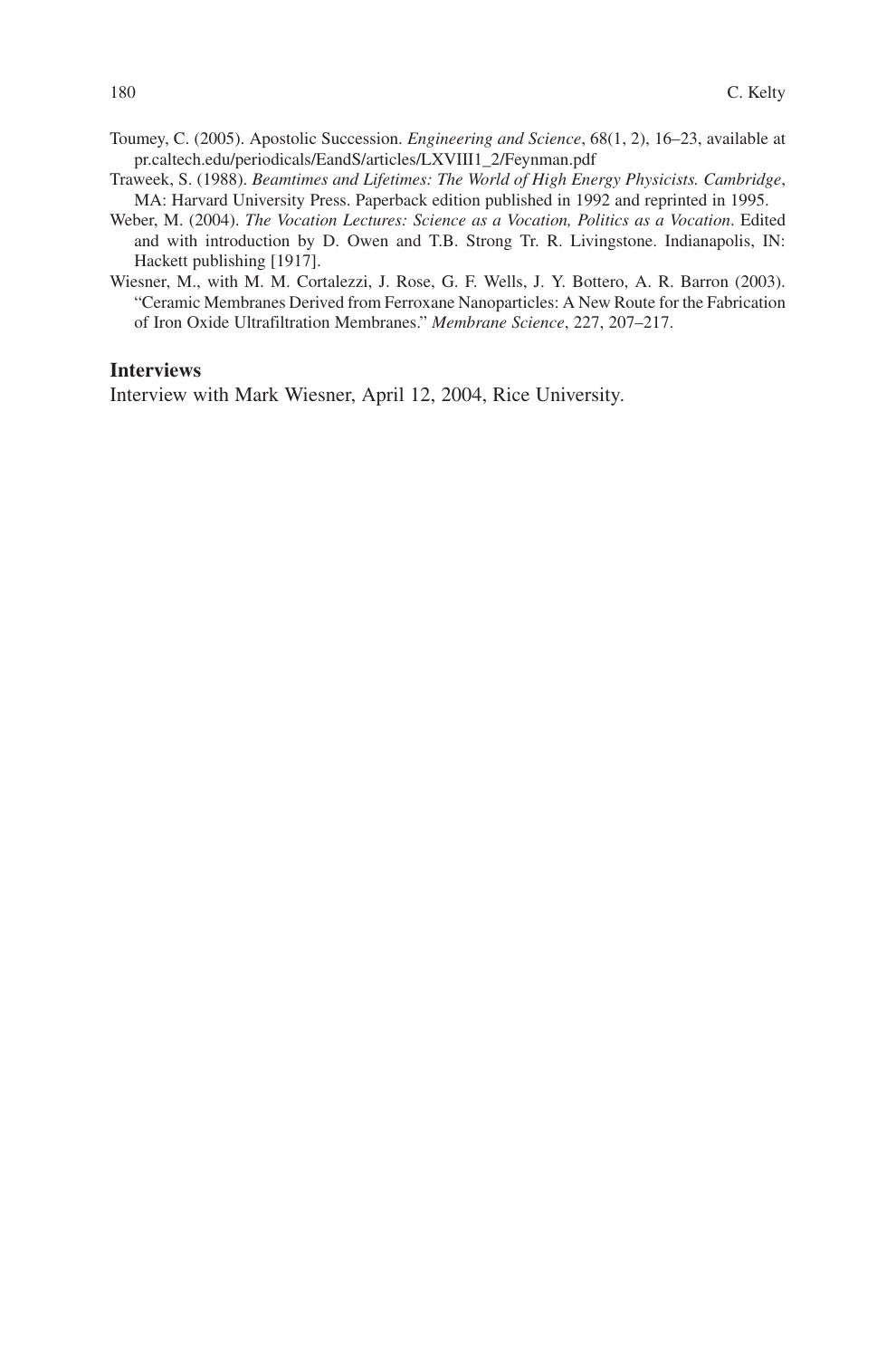Toumey, C. (2005). Apostolic Succession. *Engineering and Science*, 68(1, 2), 16–23, available at pr.caltech.edu/periodicals/EandS/articles/LXVIII1_2/Feynman.pdf

Traweek, S. (1988). *Beamtimes and Lifetimes: The World of High Energy Physicists. Cambridge*, MA: Harvard University Press. Paperback edition published in 1992 and reprinted in 1995.

Weber, M. (2004). *The Vocation Lectures: Science as a Vocation, Politics as a Vocation*. Edited and with introduction by D. Owen and T.B. Strong Tr. R. Livingstone. Indianapolis, IN: Hackett publishing [1917].

Wiesner, M., with M. M. Cortalezzi, J. Rose, G. F. Wells, J. Y. Bottero, A. R. Barron (2003). "Ceramic Membranes Derived from Ferroxane Nanoparticles: A New Route for the Fabrication of Iron Oxide Ultrafiltration Membranes." *Membrane Science*, 227, 207–217.

## Interviews

Interview with Mark Wiesner, April 12, 2004, Rice University.